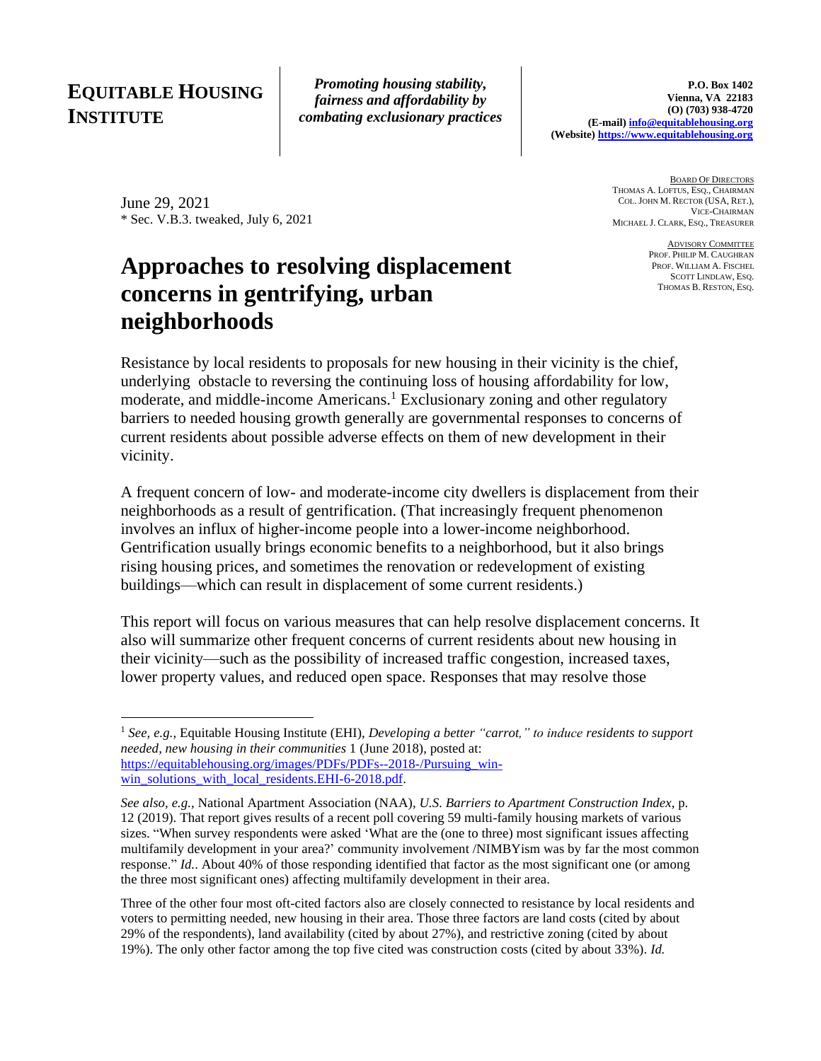**EQUITABLE HOUSING INSTITUTE**

*Promoting housing stability, fairness and affordability by combating exclusionary practices*

**P.O. Box 1402**
**Vienna, VA 22183**
**(O) (703) 938-4720**
**(E-mail) info@equitablehousing.org**
**(Website) https://www.equitablehousing.org**

BOARD OF DIRECTORS
THOMAS A. LOFTUS, ESQ., CHAIRMAN
COL. JOHN M. RECTOR (USA, RET.), VICE-CHAIRMAN
MICHAEL J. CLARK, ESQ., TREASURER

ADVISORY COMMITTEE
PROF. PHILIP M. CAUGHRAN
PROF. WILLIAM A. FISCHEL
SCOTT LINDLAW, ESQ.
THOMAS B. RESTON, ESQ.

June 29, 2021
* Sec. V.B.3. tweaked, July 6, 2021

# Approaches to resolving displacement concerns in gentrifying, urban neighborhoods

Resistance by local residents to proposals for new housing in their vicinity is the chief, underlying obstacle to reversing the continuing loss of housing affordability for low, moderate, and middle-income Americans.[1] Exclusionary zoning and other regulatory barriers to needed housing growth generally are governmental responses to concerns of current residents about possible adverse effects on them of new development in their vicinity.

A frequent concern of low- and moderate-income city dwellers is displacement from their neighborhoods as a result of gentrification. (That increasingly frequent phenomenon involves an influx of higher-income people into a lower-income neighborhood. Gentrification usually brings economic benefits to a neighborhood, but it also brings rising housing prices, and sometimes the renovation or redevelopment of existing buildings—which can result in displacement of some current residents.)

This report will focus on various measures that can help resolve displacement concerns. It also will summarize other frequent concerns of current residents about new housing in their vicinity—such as the possibility of increased traffic congestion, increased taxes, lower property values, and reduced open space. Responses that may resolve those

---

[1] *See, e.g.,* Equitable Housing Institute (EHI), *Developing a better "carrot," to induce residents to support needed, new housing in their communities* 1 (June 2018), posted at: https://equitablehousing.org/images/PDFs/PDFs--2018-/Pursuing_win-win_solutions_with_local_residents.EHI-6-2018.pdf.

*See also, e.g.,* National Apartment Association (NAA), *U.S. Barriers to Apartment Construction Index*, p. 12 (2019). That report gives results of a recent poll covering 59 multi-family housing markets of various sizes. "When survey respondents were asked 'What are the (one to three) most significant issues affecting multifamily development in your area?' community involvement /NIMBYism was by far the most common response." *Id.*. About 40% of those responding identified that factor as the most significant one (or among the three most significant ones) affecting multifamily development in their area.

Three of the other four most oft-cited factors also are closely connected to resistance by local residents and voters to permitting needed, new housing in their area. Those three factors are land costs (cited by about 29% of the respondents), land availability (cited by about 27%), and restrictive zoning (cited by about 19%). The only other factor among the top five cited was construction costs (cited by about 33%). *Id.*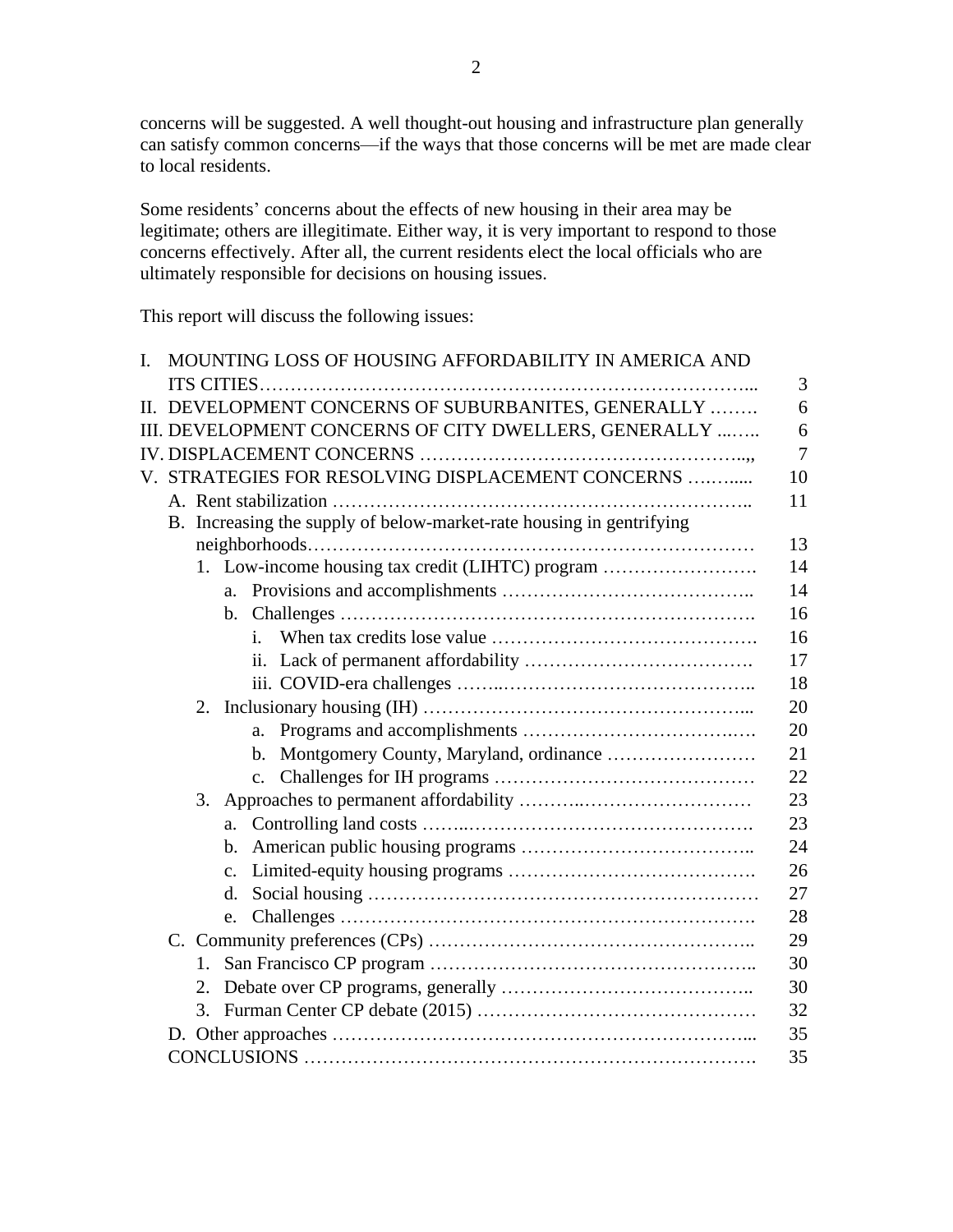concerns will be suggested. A well thought-out housing and infrastructure plan generally can satisfy common concerns—if the ways that those concerns will be met are made clear to local residents.

Some residents' concerns about the effects of new housing in their area may be legitimate; others are illegitimate. Either way, it is very important to respond to those concerns effectively. After all, the current residents elect the local officials who are ultimately responsible for decisions on housing issues.

This report will discuss the following issues:

| | |
|---|---|
| I. MOUNTING LOSS OF HOUSING AFFORDABILITY IN AMERICA AND ITS CITIES | 3 |
| II. DEVELOPMENT CONCERNS OF SUBURBANITES, GENERALLY | 6 |
| III. DEVELOPMENT CONCERNS OF CITY DWELLERS, GENERALLY | 6 |
| IV. DISPLACEMENT CONCERNS | 7 |
| V. STRATEGIES FOR RESOLVING DISPLACEMENT CONCERNS | 10 |
| A. Rent stabilization | 11 |
| B. Increasing the supply of below-market-rate housing in gentrifying neighborhoods | 13 |
| 1. Low-income housing tax credit (LIHTC) program | 14 |
| a. Provisions and accomplishments | 14 |
| b. Challenges | 16 |
| i. When tax credits lose value | 16 |
| ii. Lack of permanent affordability | 17 |
| iii. COVID-era challenges | 18 |
| 2. Inclusionary housing (IH) | 20 |
| a. Programs and accomplishments | 20 |
| b. Montgomery County, Maryland, ordinance | 21 |
| c. Challenges for IH programs | 22 |
| 3. Approaches to permanent affordability | 23 |
| a. Controlling land costs | 23 |
| b. American public housing programs | 24 |
| c. Limited-equity housing programs | 26 |
| d. Social housing | 27 |
| e. Challenges | 28 |
| C. Community preferences (CPs) | 29 |
| 1. San Francisco CP program | 30 |
| 2. Debate over CP programs, generally | 30 |
| 3. Furman Center CP debate (2015) | 32 |
| D. Other approaches | 35 |
| CONCLUSIONS | 35 |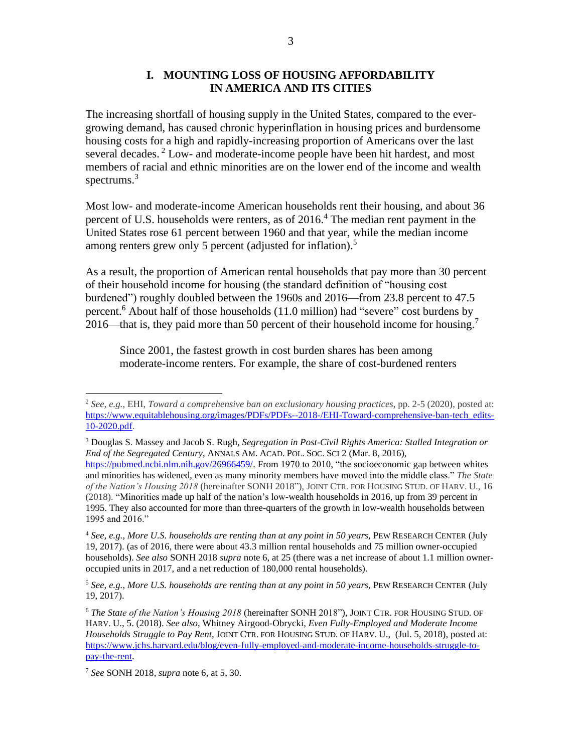## I. MOUNTING LOSS OF HOUSING AFFORDABILITY IN AMERICA AND ITS CITIES

The increasing shortfall of housing supply in the United States, compared to the ever-growing demand, has caused chronic hyperinflation in housing prices and burdensome housing costs for a high and rapidly-increasing proportion of Americans over the last several decades.[2] Low- and moderate-income people have been hit hardest, and most members of racial and ethnic minorities are on the lower end of the income and wealth spectrums.[3]

Most low- and moderate-income American households rent their housing, and about 36 percent of U.S. households were renters, as of 2016.[4] The median rent payment in the United States rose 61 percent between 1960 and that year, while the median income among renters grew only 5 percent (adjusted for inflation).[5]

As a result, the proportion of American rental households that pay more than 30 percent of their household income for housing (the standard definition of "housing cost burdened") roughly doubled between the 1960s and 2016—from 23.8 percent to 47.5 percent.[6] About half of those households (11.0 million) had "severe" cost burdens by 2016—that is, they paid more than 50 percent of their household income for housing.[7]

> Since 2001, the fastest growth in cost burden shares has been among moderate-income renters. For example, the share of cost-burdened renters

---

[2] *See, e.g.,* EHI, *Toward a comprehensive ban on exclusionary housing practices,* pp. 2-5 (2020), posted at: https://www.equitablehousing.org/images/PDFs/PDFs--2018-/EHI-Toward-comprehensive-ban-tech_edits-10-2020.pdf.

[3] Douglas S. Massey and Jacob S. Rugh, *Segregation in Post-Civil Rights America: Stalled Integration or End of the Segregated Century*, ANNALS AM. ACAD. POL. SOC. SCI 2 (Mar. 8, 2016), https://pubmed.ncbi.nlm.nih.gov/26966459/. From 1970 to 2010, "the socioeconomic gap between whites and minorities has widened, even as many minority members have moved into the middle class." *The State of the Nation's Housing 2018* (hereinafter SONH 2018"), JOINT CTR. FOR HOUSING STUD. OF HARV. U., 16 (2018). "Minorities made up half of the nation's low-wealth households in 2016, up from 39 percent in 1995. They also accounted for more than three-quarters of the growth in low-wealth households between 1995 and 2016."

[4] *See, e.g., More U.S. households are renting than at any point in 50 years,* PEW RESEARCH CENTER (July 19, 2017). (as of 2016, there were about 43.3 million rental households and 75 million owner-occupied households). *See also* SONH 2018 *supra* note 6, at 25 (there was a net increase of about 1.1 million owner-occupied units in 2017, and a net reduction of 180,000 rental households).

[5] *See, e.g., More U.S. households are renting than at any point in 50 years,* PEW RESEARCH CENTER (July 19, 2017).

[6] *The State of the Nation's Housing 2018* (hereinafter SONH 2018"), JOINT CTR. FOR HOUSING STUD. OF HARV. U., 5. (2018). *See also*, Whitney Airgood-Obrycki, *Even Fully-Employed and Moderate Income Households Struggle to Pay Rent*, JOINT CTR. FOR HOUSING STUD. OF HARV. U., (Jul. 5, 2018), posted at: https://www.jchs.harvard.edu/blog/even-fully-employed-and-moderate-income-households-struggle-to-pay-the-rent.

[7] *See* SONH 2018, *supra* note 6, at 5, 30.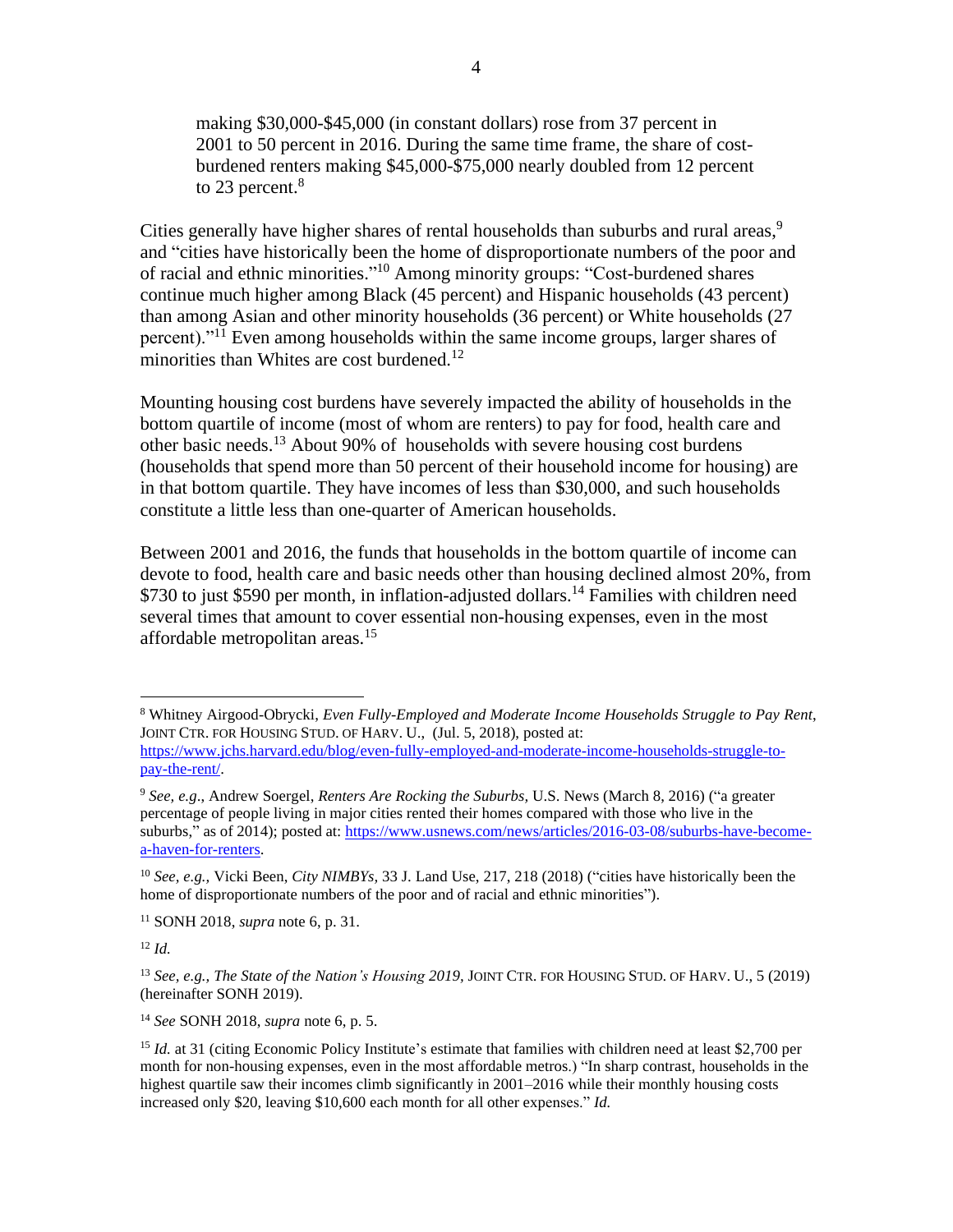> making \$30,000-\$45,000 (in constant dollars) rose from 37 percent in 2001 to 50 percent in 2016. During the same time frame, the share of cost-burdened renters making \$45,000-\$75,000 nearly doubled from 12 percent to 23 percent.[8]

Cities generally have higher shares of rental households than suburbs and rural areas,[9] and "cities have historically been the home of disproportionate numbers of the poor and of racial and ethnic minorities."[10] Among minority groups: "Cost-burdened shares continue much higher among Black (45 percent) and Hispanic households (43 percent) than among Asian and other minority households (36 percent) or White households (27 percent)."[11] Even among households within the same income groups, larger shares of minorities than Whites are cost burdened.[12]

Mounting housing cost burdens have severely impacted the ability of households in the bottom quartile of income (most of whom are renters) to pay for food, health care and other basic needs.[13] About 90% of households with severe housing cost burdens (households that spend more than 50 percent of their household income for housing) are in that bottom quartile. They have incomes of less than \$30,000, and such households constitute a little less than one-quarter of American households.

Between 2001 and 2016, the funds that households in the bottom quartile of income can devote to food, health care and basic needs other than housing declined almost 20%, from \$730 to just \$590 per month, in inflation-adjusted dollars.[14] Families with children need several times that amount to cover essential non-housing expenses, even in the most affordable metropolitan areas.[15]

---

[8] Whitney Airgood-Obrycki, *Even Fully-Employed and Moderate Income Households Struggle to Pay Rent*, JOINT CTR. FOR HOUSING STUD. OF HARV. U., (Jul. 5, 2018), posted at: https://www.jchs.harvard.edu/blog/even-fully-employed-and-moderate-income-households-struggle-to-pay-the-rent/.

[9] *See, e.g*., Andrew Soergel, *Renters Are Rocking the Suburbs,* U.S. News (March 8, 2016) ("a greater percentage of people living in major cities rented their homes compared with those who live in the suburbs," as of 2014); posted at: https://www.usnews.com/news/articles/2016-03-08/suburbs-have-become-a-haven-for-renters.

[10] *See, e.g.,* Vicki Been, *City NIMBYs*, 33 J. Land Use, 217, 218 (2018) ("cities have historically been the home of disproportionate numbers of the poor and of racial and ethnic minorities").

[11] SONH 2018, *supra* note 6, p. 31.

[12] *Id.*

[13] *See, e.g., The State of the Nation's Housing 2019,* JOINT CTR. FOR HOUSING STUD. OF HARV. U., 5 (2019) (hereinafter SONH 2019).

[14] *See* SONH 2018, *supra* note 6, p. 5.

[15] *Id.* at 31 (citing Economic Policy Institute's estimate that families with children need at least \$2,700 per month for non-housing expenses, even in the most affordable metros.) "In sharp contrast, households in the highest quartile saw their incomes climb significantly in 2001–2016 while their monthly housing costs increased only \$20, leaving \$10,600 each month for all other expenses." *Id.*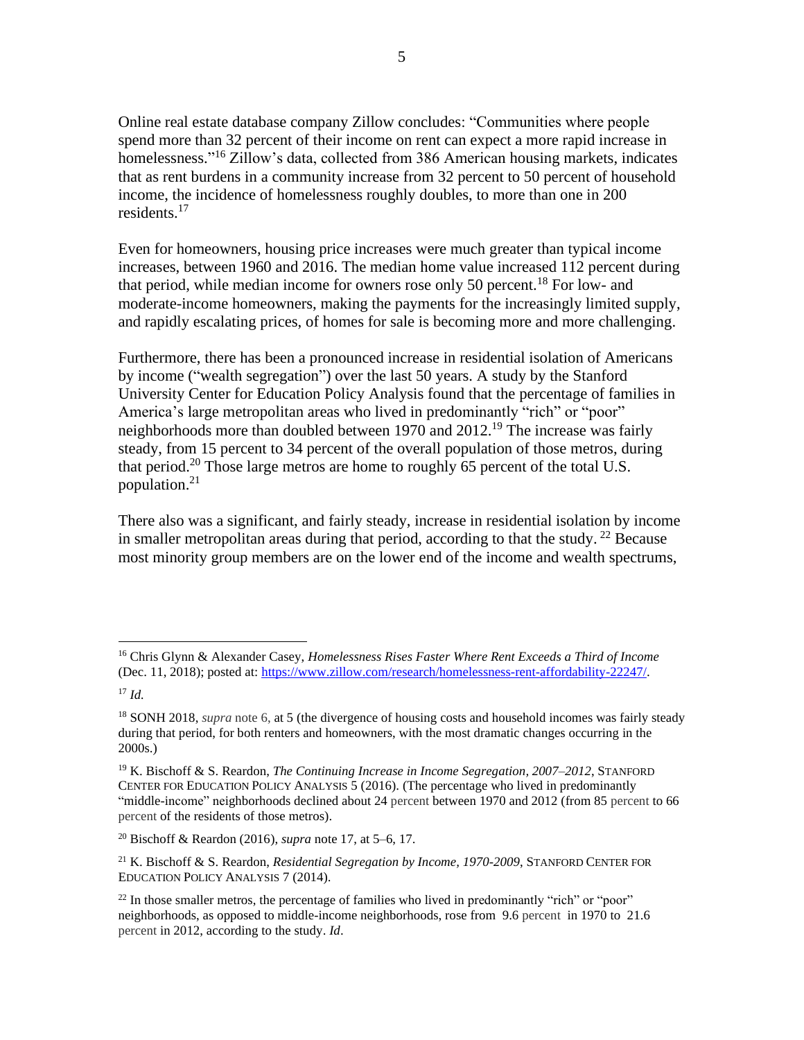Online real estate database company Zillow concludes: "Communities where people spend more than 32 percent of their income on rent can expect a more rapid increase in homelessness."[16] Zillow's data, collected from 386 American housing markets, indicates that as rent burdens in a community increase from 32 percent to 50 percent of household income, the incidence of homelessness roughly doubles, to more than one in 200 residents.[17]

Even for homeowners, housing price increases were much greater than typical income increases, between 1960 and 2016. The median home value increased 112 percent during that period, while median income for owners rose only 50 percent.[18] For low- and moderate-income homeowners, making the payments for the increasingly limited supply, and rapidly escalating prices, of homes for sale is becoming more and more challenging.

Furthermore, there has been a pronounced increase in residential isolation of Americans by income ("wealth segregation") over the last 50 years. A study by the Stanford University Center for Education Policy Analysis found that the percentage of families in America's large metropolitan areas who lived in predominantly "rich" or "poor" neighborhoods more than doubled between 1970 and 2012.[19] The increase was fairly steady, from 15 percent to 34 percent of the overall population of those metros, during that period.[20] Those large metros are home to roughly 65 percent of the total U.S. population.[21]

There also was a significant, and fairly steady, increase in residential isolation by income in smaller metropolitan areas during that period, according to that the study. [22] Because most minority group members are on the lower end of the income and wealth spectrums,

---

[16] Chris Glynn & Alexander Casey, *Homelessness Rises Faster Where Rent Exceeds a Third of Income* (Dec. 11, 2018); posted at: https://www.zillow.com/research/homelessness-rent-affordability-22247/.

[17] *Id.*

[18] SONH 2018, *supra* note 6, at 5 (the divergence of housing costs and household incomes was fairly steady during that period, for both renters and homeowners, with the most dramatic changes occurring in the 2000s.)

[19] K. Bischoff & S. Reardon, *The Continuing Increase in Income Segregation, 2007–2012*, STANFORD CENTER FOR EDUCATION POLICY ANALYSIS 5 (2016). (The percentage who lived in predominantly "middle-income" neighborhoods declined about 24 percent between 1970 and 2012 (from 85 percent to 66 percent of the residents of those metros).

[20] Bischoff & Reardon (2016), *supra* note 17, at 5–6, 17.

[21] K. Bischoff & S. Reardon, *Residential Segregation by Income, 1970-2009*, STANFORD CENTER FOR EDUCATION POLICY ANALYSIS 7 (2014).

[22] In those smaller metros, the percentage of families who lived in predominantly "rich" or "poor" neighborhoods, as opposed to middle-income neighborhoods, rose from 9.6 percent in 1970 to 21.6 percent in 2012, according to the study. *Id*.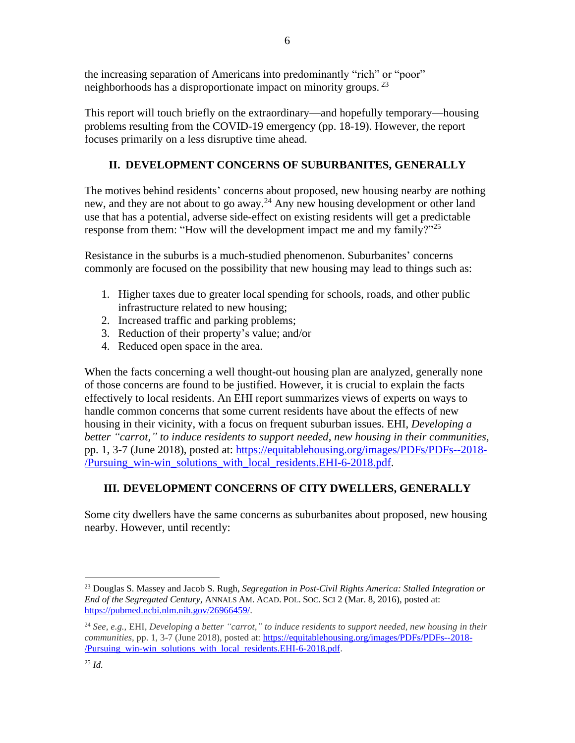the increasing separation of Americans into predominantly "rich" or "poor" neighborhoods has a disproportionate impact on minority groups. [23]

This report will touch briefly on the extraordinary—and hopefully temporary—housing problems resulting from the COVID-19 emergency (pp. 18-19). However, the report focuses primarily on a less disruptive time ahead.

## II. DEVELOPMENT CONCERNS OF SUBURBANITES, GENERALLY

The motives behind residents' concerns about proposed, new housing nearby are nothing new, and they are not about to go away.[24] Any new housing development or other land use that has a potential, adverse side-effect on existing residents will get a predictable response from them: "How will the development impact me and my family?"[25]

Resistance in the suburbs is a much-studied phenomenon. Suburbanites' concerns commonly are focused on the possibility that new housing may lead to things such as:

1. Higher taxes due to greater local spending for schools, roads, and other public infrastructure related to new housing;
2. Increased traffic and parking problems;
3. Reduction of their property's value; and/or
4. Reduced open space in the area.

When the facts concerning a well thought-out housing plan are analyzed, generally none of those concerns are found to be justified. However, it is crucial to explain the facts effectively to local residents. An EHI report summarizes views of experts on ways to handle common concerns that some current residents have about the effects of new housing in their vicinity, with a focus on frequent suburban issues. EHI, *Developing a better "carrot," to induce residents to support needed, new housing in their communities*, pp. 1, 3-7 (June 2018), posted at: https://equitablehousing.org/images/PDFs/PDFs--2018-/Pursuing_win-win_solutions_with_local_residents.EHI-6-2018.pdf.

## III. DEVELOPMENT CONCERNS OF CITY DWELLERS, GENERALLY

Some city dwellers have the same concerns as suburbanites about proposed, new housing nearby. However, until recently:

---

[23] Douglas S. Massey and Jacob S. Rugh, *Segregation in Post-Civil Rights America: Stalled Integration or End of the Segregated Century*, ANNALS AM. ACAD. POL. SOC. SCI 2 (Mar. 8, 2016), posted at: https://pubmed.ncbi.nlm.nih.gov/26966459/.

[24] *See, e.g.*, EHI, *Developing a better "carrot," to induce residents to support needed, new housing in their communities*, pp. 1, 3-7 (June 2018), posted at: https://equitablehousing.org/images/PDFs/PDFs--2018-/Pursuing_win-win_solutions_with_local_residents.EHI-6-2018.pdf.

[25] *Id.*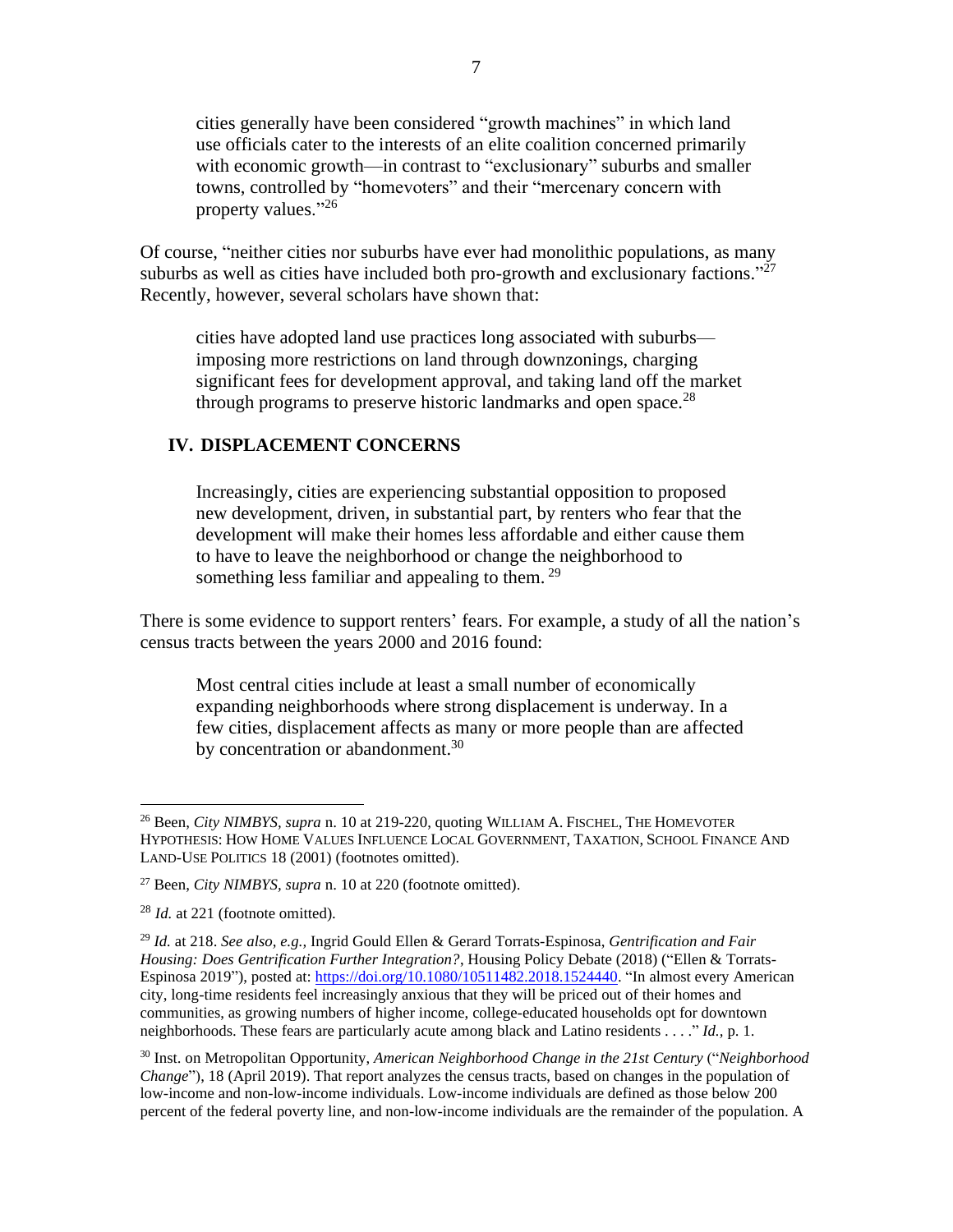> cities generally have been considered "growth machines" in which land use officials cater to the interests of an elite coalition concerned primarily with economic growth—in contrast to "exclusionary" suburbs and smaller towns, controlled by "homevoters" and their "mercenary concern with property values."[26]

Of course, "neither cities nor suburbs have ever had monolithic populations, as many suburbs as well as cities have included both pro-growth and exclusionary factions."[27] Recently, however, several scholars have shown that:

> cities have adopted land use practices long associated with suburbs—imposing more restrictions on land through downzonings, charging significant fees for development approval, and taking land off the market through programs to preserve historic landmarks and open space.[28]

## IV. DISPLACEMENT CONCERNS

> Increasingly, cities are experiencing substantial opposition to proposed new development, driven, in substantial part, by renters who fear that the development will make their homes less affordable and either cause them to have to leave the neighborhood or change the neighborhood to something less familiar and appealing to them.[29]

There is some evidence to support renters' fears. For example, a study of all the nation's census tracts between the years 2000 and 2016 found:

> Most central cities include at least a small number of economically expanding neighborhoods where strong displacement is underway. In a few cities, displacement affects as many or more people than are affected by concentration or abandonment.[30]

---

[26] Been, *City NIMBYS*, *supra* n. 10 at 219-220, quoting WILLIAM A. FISCHEL, THE HOMEVOTER HYPOTHESIS: HOW HOME VALUES INFLUENCE LOCAL GOVERNMENT, TAXATION, SCHOOL FINANCE AND LAND-USE POLITICS 18 (2001) (footnotes omitted).

[27] Been, *City NIMBYS, supra* n. 10 at 220 (footnote omitted).

[28] *Id.* at 221 (footnote omitted).

[29] *Id.* at 218. *See also, e.g.,* Ingrid Gould Ellen & Gerard Torrats-Espinosa, *Gentrification and Fair Housing: Does Gentrification Further Integration?*, Housing Policy Debate (2018) ("Ellen & Torrats-Espinosa 2019"), posted at: https://doi.org/10.1080/10511482.2018.1524440. "In almost every American city, long-time residents feel increasingly anxious that they will be priced out of their homes and communities, as growing numbers of higher income, college-educated households opt for downtown neighborhoods. These fears are particularly acute among black and Latino residents . . . ." *Id.*, p. 1.

[30] Inst. on Metropolitan Opportunity, *American Neighborhood Change in the 21st Century* ("*Neighborhood Change*"), 18 (April 2019). That report analyzes the census tracts, based on changes in the population of low-income and non-low-income individuals. Low-income individuals are defined as those below 200 percent of the federal poverty line, and non-low-income individuals are the remainder of the population. A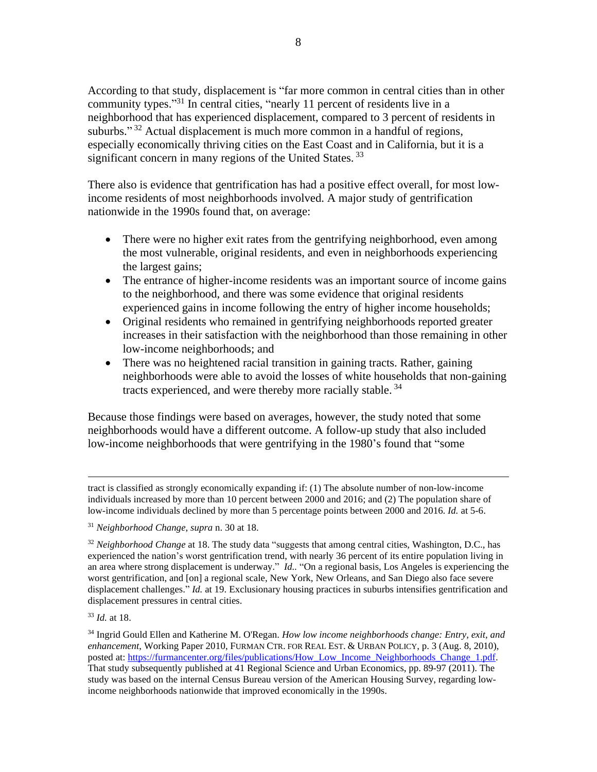According to that study, displacement is "far more common in central cities than in other community types."[31] In central cities, "nearly 11 percent of residents live in a neighborhood that has experienced displacement, compared to 3 percent of residents in suburbs."[32] Actual displacement is much more common in a handful of regions, especially economically thriving cities on the East Coast and in California, but it is a significant concern in many regions of the United States.[33]

There also is evidence that gentrification has had a positive effect overall, for most low-income residents of most neighborhoods involved. A major study of gentrification nationwide in the 1990s found that, on average:

- There were no higher exit rates from the gentrifying neighborhood, even among the most vulnerable, original residents, and even in neighborhoods experiencing the largest gains;
- The entrance of higher-income residents was an important source of income gains to the neighborhood, and there was some evidence that original residents experienced gains in income following the entry of higher income households;
- Original residents who remained in gentrifying neighborhoods reported greater increases in their satisfaction with the neighborhood than those remaining in other low-income neighborhoods; and
- There was no heightened racial transition in gaining tracts. Rather, gaining neighborhoods were able to avoid the losses of white households that non-gaining tracts experienced, and were thereby more racially stable.[34]

Because those findings were based on averages, however, the study noted that some neighborhoods would have a different outcome. A follow-up study that also included low-income neighborhoods that were gentrifying in the 1980's found that "some

---

tract is classified as strongly economically expanding if: (1) The absolute number of non-low-income individuals increased by more than 10 percent between 2000 and 2016; and (2) The population share of low-income individuals declined by more than 5 percentage points between 2000 and 2016. *Id.* at 5-6.

[31] *Neighborhood Change*, *supra* n. 30 at 18.

[32] *Neighborhood Change* at 18. The study data "suggests that among central cities, Washington, D.C., has experienced the nation's worst gentrification trend, with nearly 36 percent of its entire population living in an area where strong displacement is underway." *Id.*. "On a regional basis, Los Angeles is experiencing the worst gentrification, and [on] a regional scale, New York, New Orleans, and San Diego also face severe displacement challenges." *Id.* at 19. Exclusionary housing practices in suburbs intensifies gentrification and displacement pressures in central cities.

[33] *Id.* at 18.

[34] Ingrid Gould Ellen and Katherine M. O'Regan. *How low income neighborhoods change: Entry, exit, and enhancement*, Working Paper 2010, FURMAN CTR. FOR REAL EST. & URBAN POLICY, p. 3 (Aug. 8, 2010), posted at: https://furmancenter.org/files/publications/How_Low_Income_Neighborhoods_Change_1.pdf. That study subsequently published at 41 Regional Science and Urban Economics, pp. 89-97 (2011). The study was based on the internal Census Bureau version of the American Housing Survey, regarding low-income neighborhoods nationwide that improved economically in the 1990s.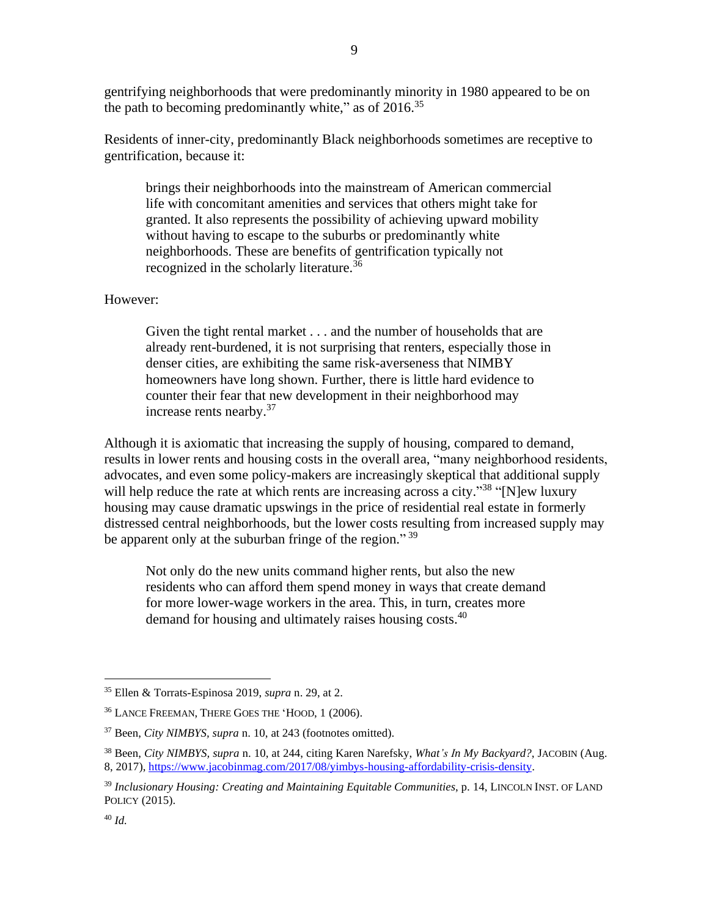gentrifying neighborhoods that were predominantly minority in 1980 appeared to be on the path to becoming predominantly white," as of 2016.[35]

Residents of inner-city, predominantly Black neighborhoods sometimes are receptive to gentrification, because it:

> brings their neighborhoods into the mainstream of American commercial life with concomitant amenities and services that others might take for granted. It also represents the possibility of achieving upward mobility without having to escape to the suburbs or predominantly white neighborhoods. These are benefits of gentrification typically not recognized in the scholarly literature.[36]

However:

> Given the tight rental market . . . and the number of households that are already rent-burdened, it is not surprising that renters, especially those in denser cities, are exhibiting the same risk-averseness that NIMBY homeowners have long shown. Further, there is little hard evidence to counter their fear that new development in their neighborhood may increase rents nearby.[37]

Although it is axiomatic that increasing the supply of housing, compared to demand, results in lower rents and housing costs in the overall area, "many neighborhood residents, advocates, and even some policy-makers are increasingly skeptical that additional supply will help reduce the rate at which rents are increasing across a city."[38] "[N]ew luxury housing may cause dramatic upswings in the price of residential real estate in formerly distressed central neighborhoods, but the lower costs resulting from increased supply may be apparent only at the suburban fringe of the region."[39]

> Not only do the new units command higher rents, but also the new residents who can afford them spend money in ways that create demand for more lower-wage workers in the area. This, in turn, creates more demand for housing and ultimately raises housing costs.[40]

---

[35] Ellen & Torrats-Espinosa 2019, *supra* n. 29, at 2.

[36] LANCE FREEMAN, THERE GOES THE 'HOOD, 1 (2006).

[37] Been, *City NIMBYS*, *supra* n. 10, at 243 (footnotes omitted).

[38] Been, *City NIMBYS*, *supra* n. 10, at 244, citing Karen Narefsky, *What's In My Backyard?*, JACOBIN (Aug. 8, 2017), https://www.jacobinmag.com/2017/08/yimbys-housing-affordability-crisis-density.

[39] *Inclusionary Housing: Creating and Maintaining Equitable Communities*, p. 14, LINCOLN INST. OF LAND POLICY (2015).

[40] *Id.*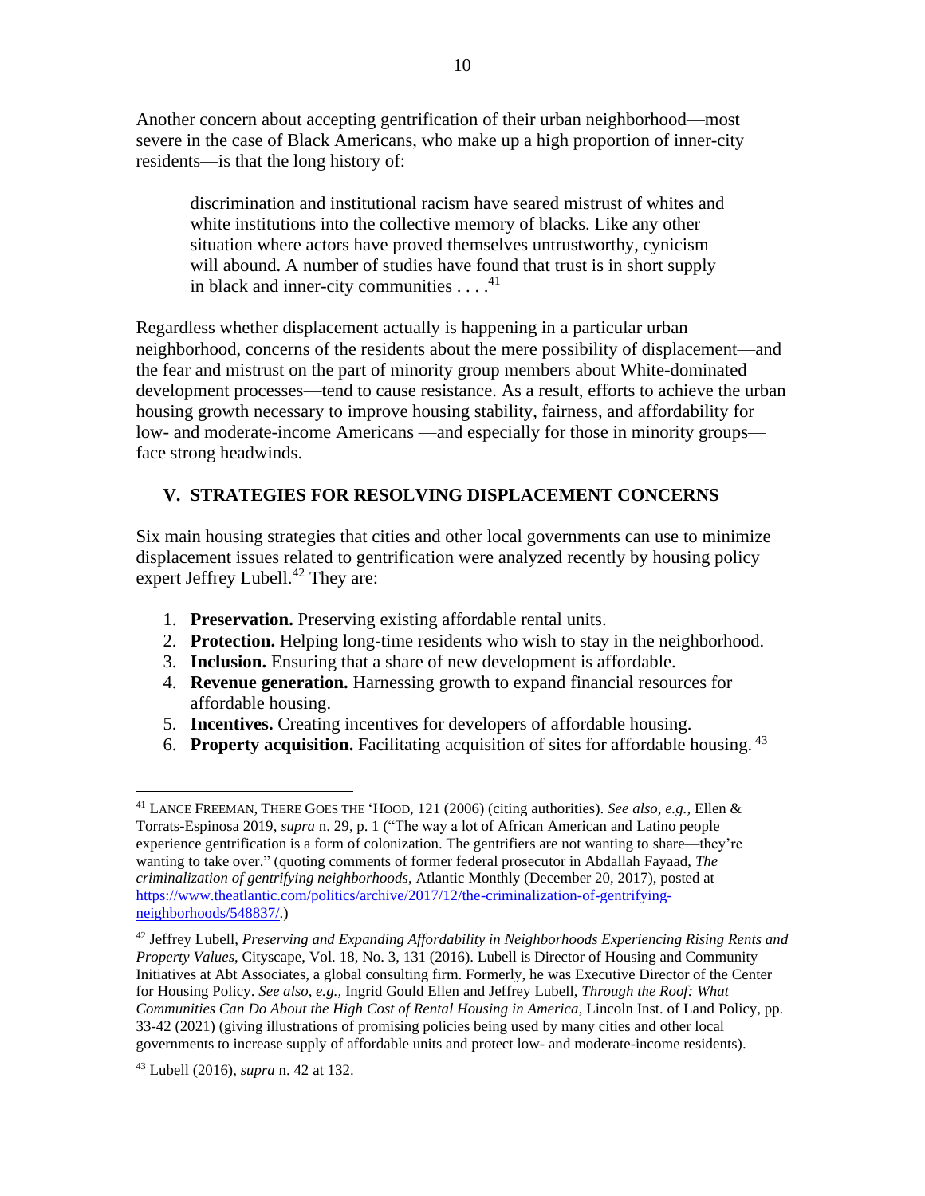Another concern about accepting gentrification of their urban neighborhood—most severe in the case of Black Americans, who make up a high proportion of inner-city residents—is that the long history of:

> discrimination and institutional racism have seared mistrust of whites and white institutions into the collective memory of blacks. Like any other situation where actors have proved themselves untrustworthy, cynicism will abound. A number of studies have found that trust is in short supply in black and inner-city communities . . . .[41]

Regardless whether displacement actually is happening in a particular urban neighborhood, concerns of the residents about the mere possibility of displacement—and the fear and mistrust on the part of minority group members about White-dominated development processes—tend to cause resistance. As a result, efforts to achieve the urban housing growth necessary to improve housing stability, fairness, and affordability for low- and moderate-income Americans —and especially for those in minority groups—face strong headwinds.

## V. STRATEGIES FOR RESOLVING DISPLACEMENT CONCERNS

Six main housing strategies that cities and other local governments can use to minimize displacement issues related to gentrification were analyzed recently by housing policy expert Jeffrey Lubell.[42] They are:

1. **Preservation.** Preserving existing affordable rental units.
2. **Protection.** Helping long-time residents who wish to stay in the neighborhood.
3. **Inclusion.** Ensuring that a share of new development is affordable.
4. **Revenue generation.** Harnessing growth to expand financial resources for affordable housing.
5. **Incentives.** Creating incentives for developers of affordable housing.
6. **Property acquisition.** Facilitating acquisition of sites for affordable housing. [43]

---

[41] LANCE FREEMAN, THERE GOES THE 'HOOD, 121 (2006) (citing authorities). *See also, e.g.,* Ellen & Torrats-Espinosa 2019, *supra* n. 29, p. 1 ("The way a lot of African American and Latino people experience gentrification is a form of colonization. The gentrifiers are not wanting to share—they're wanting to take over." (quoting comments of former federal prosecutor in Abdallah Fayaad, *The criminalization of gentrifying neighborhoods*, Atlantic Monthly (December 20, 2017), posted at https://www.theatlantic.com/politics/archive/2017/12/the-criminalization-of-gentrifying-neighborhoods/548837/.)

[42] Jeffrey Lubell, *Preserving and Expanding Affordability in Neighborhoods Experiencing Rising Rents and Property Values*, Cityscape, Vol. 18, No. 3, 131 (2016). Lubell is Director of Housing and Community Initiatives at Abt Associates, a global consulting firm. Formerly, he was Executive Director of the Center for Housing Policy. *See also, e.g.,* Ingrid Gould Ellen and Jeffrey Lubell, *Through the Roof: What Communities Can Do About the High Cost of Rental Housing in America*, Lincoln Inst. of Land Policy, pp. 33-42 (2021) (giving illustrations of promising policies being used by many cities and other local governments to increase supply of affordable units and protect low- and moderate-income residents).

[43] Lubell (2016), *supra* n. 42 at 132.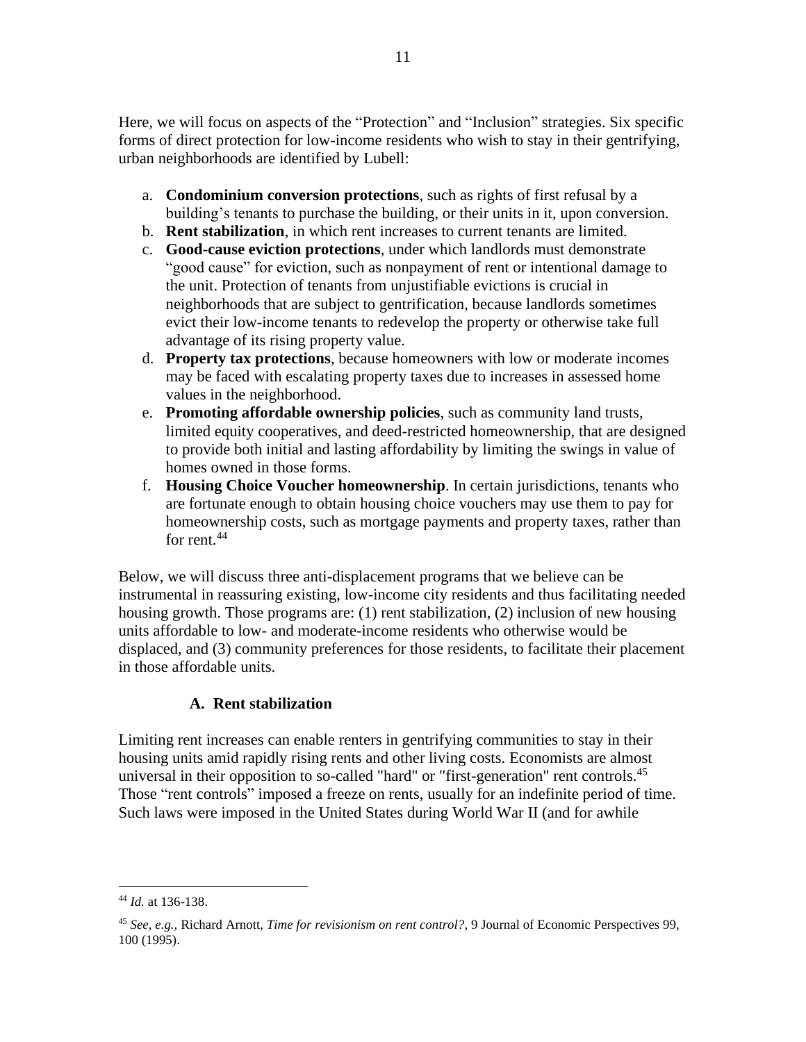Here, we will focus on aspects of the "Protection" and "Inclusion" strategies. Six specific forms of direct protection for low-income residents who wish to stay in their gentrifying, urban neighborhoods are identified by Lubell:

a. **Condominium conversion protections**, such as rights of first refusal by a building's tenants to purchase the building, or their units in it, upon conversion.
b. **Rent stabilization**, in which rent increases to current tenants are limited.
c. **Good-cause eviction protections**, under which landlords must demonstrate "good cause" for eviction, such as nonpayment of rent or intentional damage to the unit. Protection of tenants from unjustifiable evictions is crucial in neighborhoods that are subject to gentrification, because landlords sometimes evict their low-income tenants to redevelop the property or otherwise take full advantage of its rising property value.
d. **Property tax protections**, because homeowners with low or moderate incomes may be faced with escalating property taxes due to increases in assessed home values in the neighborhood.
e. **Promoting affordable ownership policies**, such as community land trusts, limited equity cooperatives, and deed-restricted homeownership, that are designed to provide both initial and lasting affordability by limiting the swings in value of homes owned in those forms.
f. **Housing Choice Voucher homeownership**. In certain jurisdictions, tenants who are fortunate enough to obtain housing choice vouchers may use them to pay for homeownership costs, such as mortgage payments and property taxes, rather than for rent.[44]

Below, we will discuss three anti-displacement programs that we believe can be instrumental in reassuring existing, low-income city residents and thus facilitating needed housing growth. Those programs are: (1) rent stabilization, (2) inclusion of new housing units affordable to low- and moderate-income residents who otherwise would be displaced, and (3) community preferences for those residents, to facilitate their placement in those affordable units.

### A. Rent stabilization

Limiting rent increases can enable renters in gentrifying communities to stay in their housing units amid rapidly rising rents and other living costs. Economists are almost universal in their opposition to so-called "hard" or "first-generation" rent controls.[45] Those "rent controls" imposed a freeze on rents, usually for an indefinite period of time. Such laws were imposed in the United States during World War II (and for awhile

---

[44] *Id.* at 136-138.

[45] *See, e.g.,* Richard Arnott, *Time for revisionism on rent control?*, 9 Journal of Economic Perspectives 99, 100 (1995).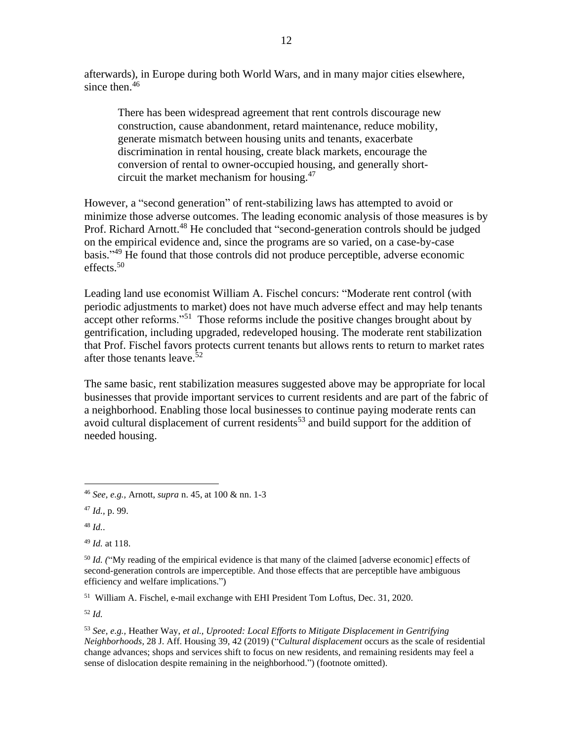afterwards), in Europe during both World Wars, and in many major cities elsewhere, since then.[46]

> There has been widespread agreement that rent controls discourage new construction, cause abandonment, retard maintenance, reduce mobility, generate mismatch between housing units and tenants, exacerbate discrimination in rental housing, create black markets, encourage the conversion of rental to owner-occupied housing, and generally short-circuit the market mechanism for housing.[47]

However, a "second generation" of rent-stabilizing laws has attempted to avoid or minimize those adverse outcomes. The leading economic analysis of those measures is by Prof. Richard Arnott.[48] He concluded that "second-generation controls should be judged on the empirical evidence and, since the programs are so varied, on a case-by-case basis."[49] He found that those controls did not produce perceptible, adverse economic effects.[50]

Leading land use economist William A. Fischel concurs: "Moderate rent control (with periodic adjustments to market) does not have much adverse effect and may help tenants accept other reforms."[51] Those reforms include the positive changes brought about by gentrification, including upgraded, redeveloped housing. The moderate rent stabilization that Prof. Fischel favors protects current tenants but allows rents to return to market rates after those tenants leave.[52]

The same basic, rent stabilization measures suggested above may be appropriate for local businesses that provide important services to current residents and are part of the fabric of a neighborhood. Enabling those local businesses to continue paying moderate rents can avoid cultural displacement of current residents[53] and build support for the addition of needed housing.

---

[46] *See, e.g.,* Arnott, *supra* n. 45, at 100 & nn. 1-3

[47] *Id.*, p. 99.

[48] *Id.*.

[49] *Id.* at 118.

[50] *Id. (*"My reading of the empirical evidence is that many of the claimed [adverse economic] effects of second-generation controls are imperceptible. And those effects that are perceptible have ambiguous efficiency and welfare implications.")

[51] William A. Fischel, e-mail exchange with EHI President Tom Loftus, Dec. 31, 2020.

[52] *Id.*

[53] *See, e.g.,* Heather Way, *et al., Uprooted: Local Efforts to Mitigate Displacement in Gentrifying Neighborhoods,* 28 J. Aff. Housing 39, 42 (2019) ("*Cultural displacement* occurs as the scale of residential change advances; shops and services shift to focus on new residents, and remaining residents may feel a sense of dislocation despite remaining in the neighborhood.") (footnote omitted).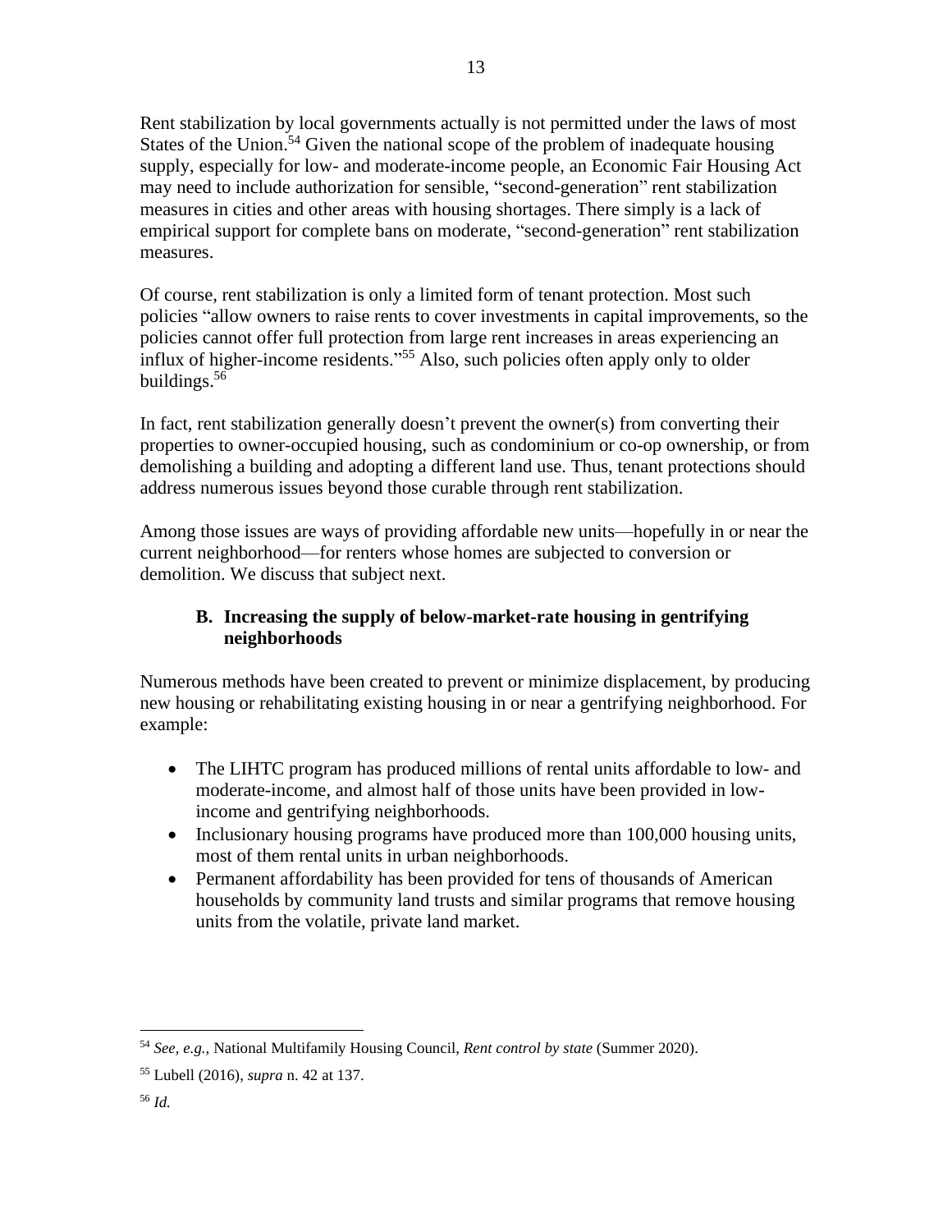Rent stabilization by local governments actually is not permitted under the laws of most States of the Union.[54] Given the national scope of the problem of inadequate housing supply, especially for low- and moderate-income people, an Economic Fair Housing Act may need to include authorization for sensible, "second-generation" rent stabilization measures in cities and other areas with housing shortages. There simply is a lack of empirical support for complete bans on moderate, "second-generation" rent stabilization measures.

Of course, rent stabilization is only a limited form of tenant protection. Most such policies "allow owners to raise rents to cover investments in capital improvements, so the policies cannot offer full protection from large rent increases in areas experiencing an influx of higher-income residents."[55] Also, such policies often apply only to older buildings.[56]

In fact, rent stabilization generally doesn't prevent the owner(s) from converting their properties to owner-occupied housing, such as condominium or co-op ownership, or from demolishing a building and adopting a different land use. Thus, tenant protections should address numerous issues beyond those curable through rent stabilization.

Among those issues are ways of providing affordable new units—hopefully in or near the current neighborhood—for renters whose homes are subjected to conversion or demolition. We discuss that subject next.

### B. Increasing the supply of below-market-rate housing in gentrifying neighborhoods

Numerous methods have been created to prevent or minimize displacement, by producing new housing or rehabilitating existing housing in or near a gentrifying neighborhood. For example:

- The LIHTC program has produced millions of rental units affordable to low- and moderate-income, and almost half of those units have been provided in low-income and gentrifying neighborhoods.
- Inclusionary housing programs have produced more than 100,000 housing units, most of them rental units in urban neighborhoods.
- Permanent affordability has been provided for tens of thousands of American households by community land trusts and similar programs that remove housing units from the volatile, private land market.

---

[54] *See, e.g.,* National Multifamily Housing Council, *Rent control by state* (Summer 2020).

[55] Lubell (2016), *supra* n. 42 at 137.

[56] *Id.*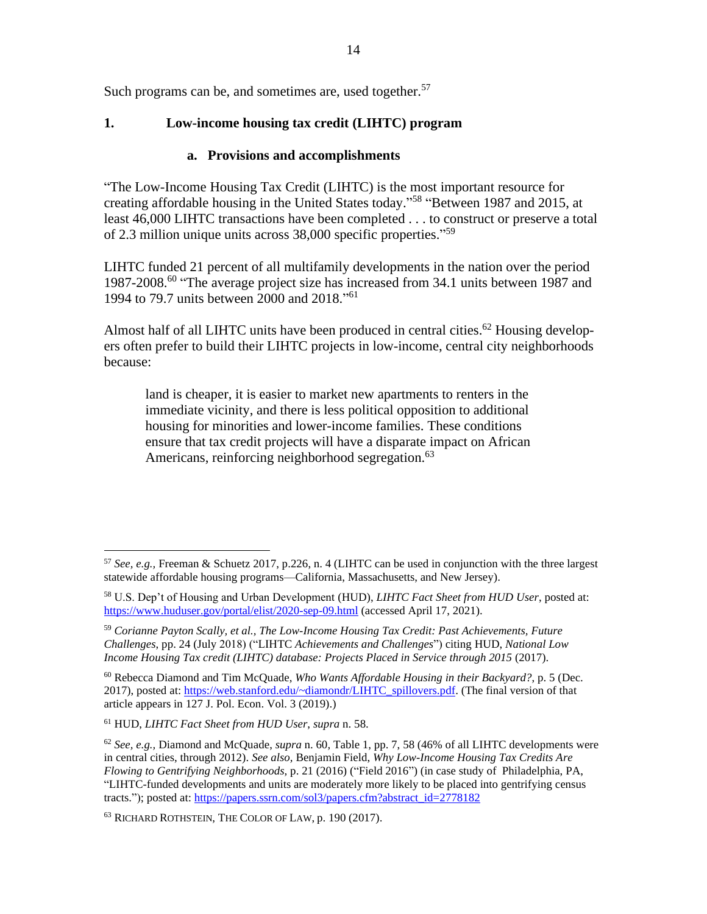Such programs can be, and sometimes are, used together.[57]

### 1. Low-income housing tax credit (LIHTC) program

#### a. Provisions and accomplishments

"The Low-Income Housing Tax Credit (LIHTC) is the most important resource for creating affordable housing in the United States today."[58] "Between 1987 and 2015, at least 46,000 LIHTC transactions have been completed . . . to construct or preserve a total of 2.3 million unique units across 38,000 specific properties."[59]

LIHTC funded 21 percent of all multifamily developments in the nation over the period 1987-2008.[60] "The average project size has increased from 34.1 units between 1987 and 1994 to 79.7 units between 2000 and 2018."[61]

Almost half of all LIHTC units have been produced in central cities.[62] Housing developers often prefer to build their LIHTC projects in low-income, central city neighborhoods because:

> land is cheaper, it is easier to market new apartments to renters in the immediate vicinity, and there is less political opposition to additional housing for minorities and lower-income families. These conditions ensure that tax credit projects will have a disparate impact on African Americans, reinforcing neighborhood segregation.[63]

---

[57] *See, e.g.,* Freeman & Schuetz 2017, p.226, n. 4 (LIHTC can be used in conjunction with the three largest statewide affordable housing programs—California, Massachusetts, and New Jersey).

[58] U.S. Dep't of Housing and Urban Development (HUD), *LIHTC Fact Sheet from HUD User*, posted at: https://www.huduser.gov/portal/elist/2020-sep-09.html (accessed April 17, 2021).

[59] *Corianne Payton Scally, et al., The Low-Income Housing Tax Credit: Past Achievements, Future Challenges*, pp. 24 (July 2018) ("LIHTC *Achievements and Challenges*") citing HUD, *National Low Income Housing Tax credit (LIHTC) database: Projects Placed in Service through 2015* (2017).

[60] Rebecca Diamond and Tim McQuade, *Who Wants Affordable Housing in their Backyard?*, p. 5 (Dec. 2017), posted at: https://web.stanford.edu/~diamondr/LIHTC_spillovers.pdf. (The final version of that article appears in 127 J. Pol. Econ. Vol. 3 (2019).)

[61] HUD, *LIHTC Fact Sheet from HUD User*, *supra* n. 58.

[62] *See, e.g.,* Diamond and McQuade, *supra* n. 60, Table 1, pp. 7, 58 (46% of all LIHTC developments were in central cities, through 2012). *See also*, Benjamin Field, *Why Low-Income Housing Tax Credits Are Flowing to Gentrifying Neighborhoods,* p. 21 (2016) ("Field 2016") (in case study of Philadelphia, PA, "LIHTC-funded developments and units are moderately more likely to be placed into gentrifying census tracts."); posted at: https://papers.ssrn.com/sol3/papers.cfm?abstract_id=2778182

[63] RICHARD ROTHSTEIN, THE COLOR OF LAW, p. 190 (2017).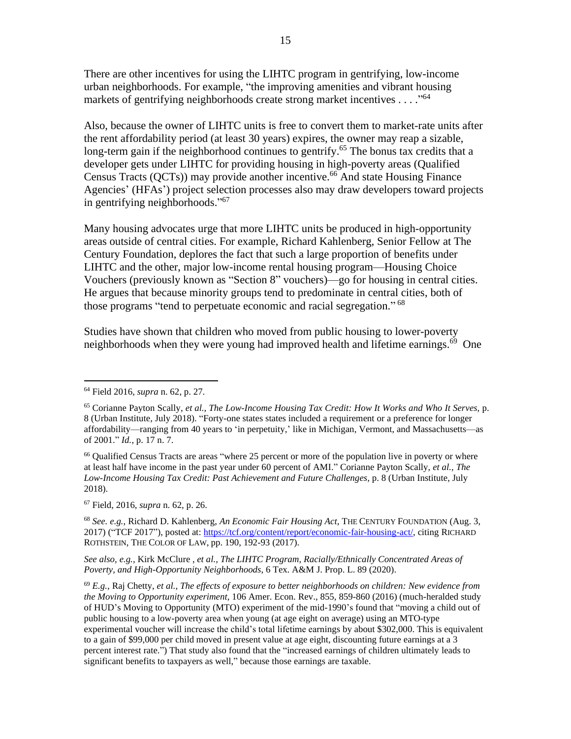There are other incentives for using the LIHTC program in gentrifying, low-income urban neighborhoods. For example, "the improving amenities and vibrant housing markets of gentrifying neighborhoods create strong market incentives . . . ."[64]

Also, because the owner of LIHTC units is free to convert them to market-rate units after the rent affordability period (at least 30 years) expires, the owner may reap a sizable, long-term gain if the neighborhood continues to gentrify.[65] The bonus tax credits that a developer gets under LIHTC for providing housing in high-poverty areas (Qualified Census Tracts (QCTs)) may provide another incentive.[66] And state Housing Finance Agencies' (HFAs') project selection processes also may draw developers toward projects in gentrifying neighborhoods."[67]

Many housing advocates urge that more LIHTC units be produced in high-opportunity areas outside of central cities. For example, Richard Kahlenberg, Senior Fellow at The Century Foundation, deplores the fact that such a large proportion of benefits under LIHTC and the other, major low-income rental housing program—Housing Choice Vouchers (previously known as "Section 8" vouchers)—go for housing in central cities. He argues that because minority groups tend to predominate in central cities, both of those programs "tend to perpetuate economic and racial segregation." [68]

Studies have shown that children who moved from public housing to lower-poverty neighborhoods when they were young had improved health and lifetime earnings.[69] One

---

[64] Field 2016, *supra* n. 62, p. 27.

[65] Corianne Payton Scally, *et al., The Low-Income Housing Tax Credit: How It Works and Who It Serves,* p. 8 (Urban Institute, July 2018). "Forty-one states states included a requirement or a preference for longer affordability—ranging from 40 years to 'in perpetuity,' like in Michigan, Vermont, and Massachusetts—as of 2001." *Id.,* p. 17 n. 7.

[66] Qualified Census Tracts are areas "where 25 percent or more of the population live in poverty or where at least half have income in the past year under 60 percent of AMI." Corianne Payton Scally, *et al., The Low-Income Housing Tax Credit: Past Achievement and Future Challenges,* p. 8 (Urban Institute, July 2018).

[67] Field, 2016, *supra* n. 62, p. 26.

[68] *See. e.g.,* Richard D. Kahlenberg, *An Economic Fair Housing Act*, THE CENTURY FOUNDATION (Aug. 3, 2017) ("TCF 2017"), posted at: https://tcf.org/content/report/economic-fair-housing-act/, citing RICHARD ROTHSTEIN, THE COLOR OF LAW, pp. 190, 192-93 (2017).

*See also, e.g.,* Kirk McClure , *et al., The LIHTC Program, Racially/Ethnically Concentrated Areas of Poverty, and High-Opportunity Neighborhoods*, 6 Tex. A&M J. Prop. L. 89 (2020).

[69] *E.g.,* Raj Chetty, *et al., The effects of exposure to better neighborhoods on children: New evidence from the Moving to Opportunity experiment*, 106 Amer. Econ. Rev., 855, 859-860 (2016) (much-heralded study of HUD's Moving to Opportunity (MTO) experiment of the mid-1990's found that "moving a child out of public housing to a low-poverty area when young (at age eight on average) using an MTO-type experimental voucher will increase the child's total lifetime earnings by about $302,000. This is equivalent to a gain of $99,000 per child moved in present value at age eight, discounting future earnings at a 3 percent interest rate.") That study also found that the "increased earnings of children ultimately leads to significant benefits to taxpayers as well," because those earnings are taxable.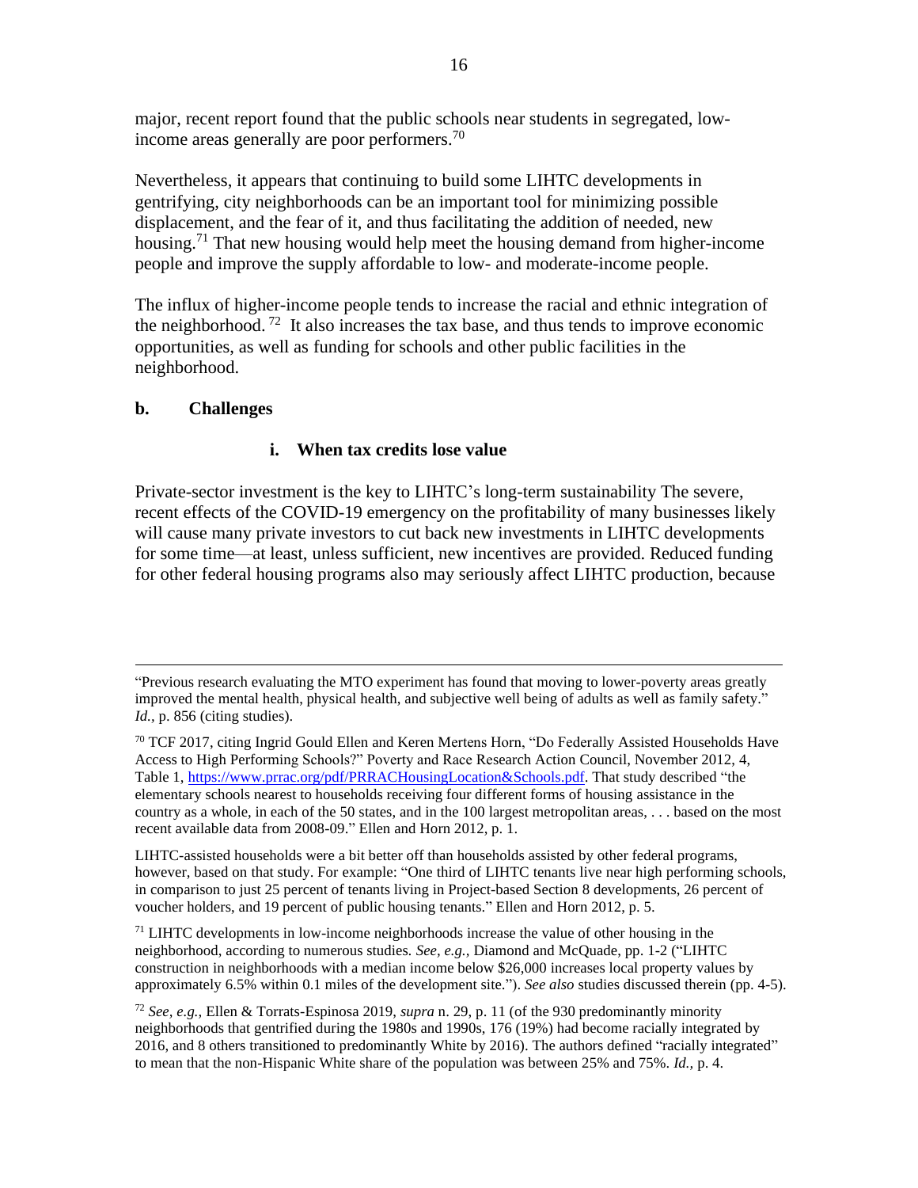major, recent report found that the public schools near students in segregated, low-income areas generally are poor performers.[70]

Nevertheless, it appears that continuing to build some LIHTC developments in gentrifying, city neighborhoods can be an important tool for minimizing possible displacement, and the fear of it, and thus facilitating the addition of needed, new housing.[71] That new housing would help meet the housing demand from higher-income people and improve the supply affordable to low- and moderate-income people.

The influx of higher-income people tends to increase the racial and ethnic integration of the neighborhood.[72] It also increases the tax base, and thus tends to improve economic opportunities, as well as funding for schools and other public facilities in the neighborhood.

### b. Challenges

#### i. When tax credits lose value

Private-sector investment is the key to LIHTC's long-term sustainability The severe, recent effects of the COVID-19 emergency on the profitability of many businesses likely will cause many private investors to cut back new investments in LIHTC developments for some time—at least, unless sufficient, new incentives are provided. Reduced funding for other federal housing programs also may seriously affect LIHTC production, because

---

"Previous research evaluating the MTO experiment has found that moving to lower-poverty areas greatly improved the mental health, physical health, and subjective well being of adults as well as family safety." *Id.*, p. 856 (citing studies).

[70] TCF 2017, citing Ingrid Gould Ellen and Keren Mertens Horn, "Do Federally Assisted Households Have Access to High Performing Schools?" Poverty and Race Research Action Council, November 2012, 4, Table 1, https://www.prrac.org/pdf/PRRACHousingLocation&Schools.pdf. That study described "the elementary schools nearest to households receiving four different forms of housing assistance in the country as a whole, in each of the 50 states, and in the 100 largest metropolitan areas, . . . based on the most recent available data from 2008-09." Ellen and Horn 2012, p. 1.

LIHTC-assisted households were a bit better off than households assisted by other federal programs, however, based on that study. For example: "One third of LIHTC tenants live near high performing schools, in comparison to just 25 percent of tenants living in Project-based Section 8 developments, 26 percent of voucher holders, and 19 percent of public housing tenants." Ellen and Horn 2012, p. 5.

[71] LIHTC developments in low-income neighborhoods increase the value of other housing in the neighborhood, according to numerous studies. *See, e.g.,* Diamond and McQuade, pp. 1-2 ("LIHTC construction in neighborhoods with a median income below $26,000 increases local property values by approximately 6.5% within 0.1 miles of the development site."). *See also* studies discussed therein (pp. 4-5).

[72] *See, e.g.,* Ellen & Torrats-Espinosa 2019, *supra* n. 29, p. 11 (of the 930 predominantly minority neighborhoods that gentrified during the 1980s and 1990s, 176 (19%) had become racially integrated by 2016, and 8 others transitioned to predominantly White by 2016). The authors defined "racially integrated" to mean that the non-Hispanic White share of the population was between 25% and 75%. *Id.*, p. 4.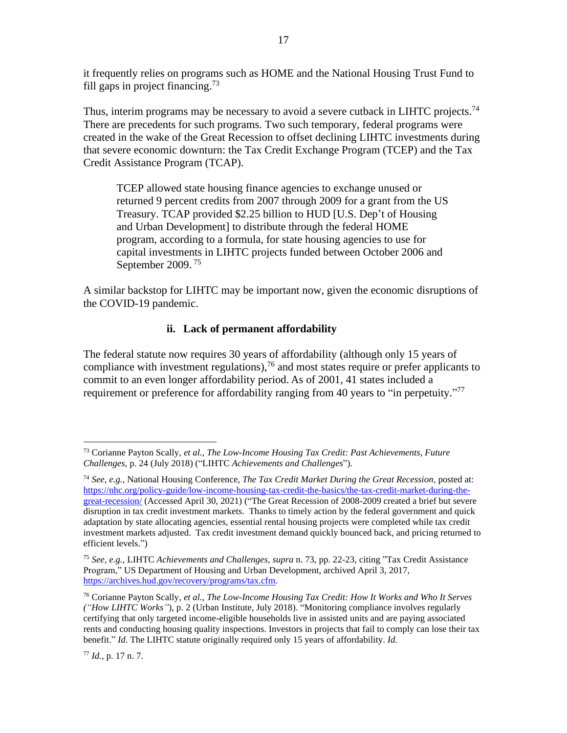it frequently relies on programs such as HOME and the National Housing Trust Fund to fill gaps in project financing.[73]

Thus, interim programs may be necessary to avoid a severe cutback in LIHTC projects.[74] There are precedents for such programs. Two such temporary, federal programs were created in the wake of the Great Recession to offset declining LIHTC investments during that severe economic downturn: the Tax Credit Exchange Program (TCEP) and the Tax Credit Assistance Program (TCAP).

> TCEP allowed state housing finance agencies to exchange unused or returned 9 percent credits from 2007 through 2009 for a grant from the US Treasury. TCAP provided $2.25 billion to HUD [U.S. Dep't of Housing and Urban Development] to distribute through the federal HOME program, according to a formula, for state housing agencies to use for capital investments in LIHTC projects funded between October 2006 and September 2009. [75]

A similar backstop for LIHTC may be important now, given the economic disruptions of the COVID-19 pandemic.

#### ii. Lack of permanent affordability

The federal statute now requires 30 years of affordability (although only 15 years of compliance with investment regulations),[76] and most states require or prefer applicants to commit to an even longer affordability period. As of 2001, 41 states included a requirement or preference for affordability ranging from 40 years to "in perpetuity."[77]

---

[73] Corianne Payton Scally, *et al., The Low-Income Housing Tax Credit: Past Achievements, Future Challenges*, p. 24 (July 2018) ("LIHTC *Achievements and Challenges*").

[74] *See, e.g.,* National Housing Conference, *The Tax Credit Market During the Great Recession,* posted at: https://nhc.org/policy-guide/low-income-housing-tax-credit-the-basics/the-tax-credit-market-during-the-great-recession/ (Accessed April 30, 2021) ("The Great Recession of 2008-2009 created a brief but severe disruption in tax credit investment markets. Thanks to timely action by the federal government and quick adaptation by state allocating agencies, essential rental housing projects were completed while tax credit investment markets adjusted. Tax credit investment demand quickly bounced back, and pricing returned to efficient levels.")

[75] *See, e.g.,* LIHTC *Achievements and Challenges*, *supra* n. 73, pp. 22-23, citing "Tax Credit Assistance Program," US Department of Housing and Urban Development, archived April 3, 2017, https://archives.hud.gov/recovery/programs/tax.cfm.

[76] Corianne Payton Scally, *et al., The Low-Income Housing Tax Credit: How It Works and Who It Serves ("How LIHTC Works")*, p. 2 (Urban Institute, July 2018). "Monitoring compliance involves regularly certifying that only targeted income-eligible households live in assisted units and are paying associated rents and conducting housing quality inspections. Investors in projects that fail to comply can lose their tax benefit." *Id.* The LIHTC statute originally required only 15 years of affordability. *Id.*

[77] *Id.*, p. 17 n. 7.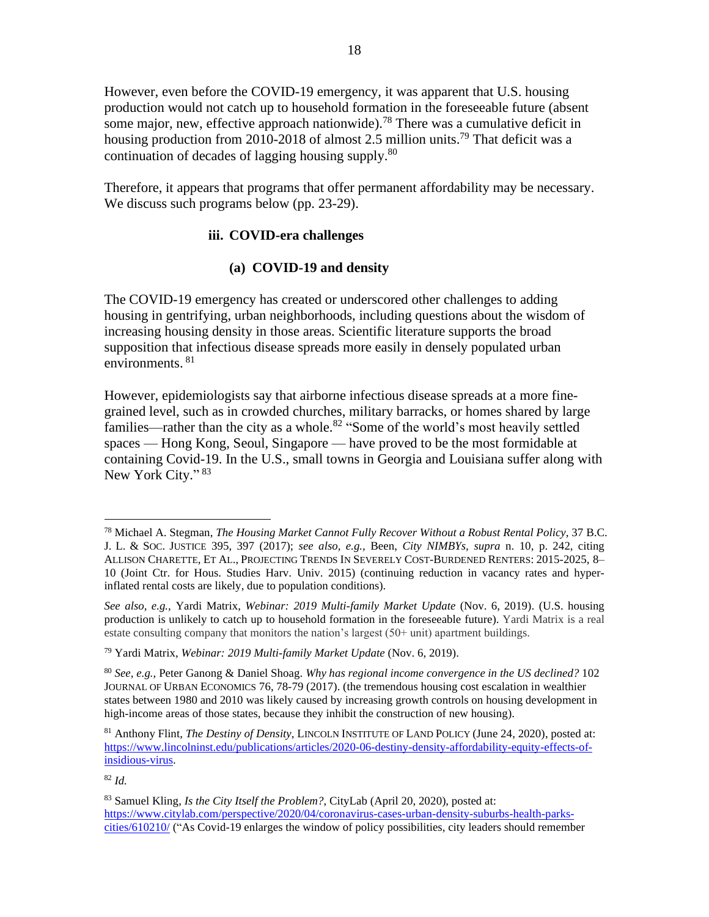However, even before the COVID-19 emergency, it was apparent that U.S. housing production would not catch up to household formation in the foreseeable future (absent some major, new, effective approach nationwide).[78] There was a cumulative deficit in housing production from 2010-2018 of almost 2.5 million units.[79] That deficit was a continuation of decades of lagging housing supply.[80]

Therefore, it appears that programs that offer permanent affordability may be necessary. We discuss such programs below (pp. 23-29).

### iii. COVID-era challenges

#### (a) COVID-19 and density

The COVID-19 emergency has created or underscored other challenges to adding housing in gentrifying, urban neighborhoods, including questions about the wisdom of increasing housing density in those areas. Scientific literature supports the broad supposition that infectious disease spreads more easily in densely populated urban environments. [81]

However, epidemiologists say that airborne infectious disease spreads at a more fine-grained level, such as in crowded churches, military barracks, or homes shared by large families—rather than the city as a whole.[82] "Some of the world's most heavily settled spaces — Hong Kong, Seoul, Singapore — have proved to be the most formidable at containing Covid-19. In the U.S., small towns in Georgia and Louisiana suffer along with New York City." [83]

---

[78] Michael A. Stegman, *The Housing Market Cannot Fully Recover Without a Robust Rental Policy*, 37 B.C. J. L. & SOC. JUSTICE 395, 397 (2017); *see also, e.g.,* Been, *City NIMBYs, supra* n. 10, p. 242, citing ALLISON CHARETTE, ET AL., PROJECTING TRENDS IN SEVERELY COST-BURDENED RENTERS: 2015-2025, 8–10 (Joint Ctr. for Hous. Studies Harv. Univ. 2015) (continuing reduction in vacancy rates and hyper-inflated rental costs are likely, due to population conditions).

*See also, e.g.,* Yardi Matrix, *Webinar: 2019 Multi-family Market Update* (Nov. 6, 2019). (U.S. housing production is unlikely to catch up to household formation in the foreseeable future). Yardi Matrix is a real estate consulting company that monitors the nation's largest (50+ unit) apartment buildings.

[79] Yardi Matrix, *Webinar: 2019 Multi-family Market Update* (Nov. 6, 2019).

[80] *See, e.g.,* Peter Ganong & Daniel Shoag. *Why has regional income convergence in the US declined?* 102 JOURNAL OF URBAN ECONOMICS 76, 78-79 (2017). (the tremendous housing cost escalation in wealthier states between 1980 and 2010 was likely caused by increasing growth controls on housing development in high-income areas of those states, because they inhibit the construction of new housing).

[81] Anthony Flint, *The Destiny of Density*, LINCOLN INSTITUTE OF LAND POLICY (June 24, 2020), posted at: https://www.lincolninst.edu/publications/articles/2020-06-destiny-density-affordability-equity-effects-of-insidious-virus.

[82] *Id.*

[83] Samuel Kling, *Is the City Itself the Problem?*, CityLab (April 20, 2020), posted at: https://www.citylab.com/perspective/2020/04/coronavirus-cases-urban-density-suburbs-health-parks-cities/610210/ ("As Covid-19 enlarges the window of policy possibilities, city leaders should remember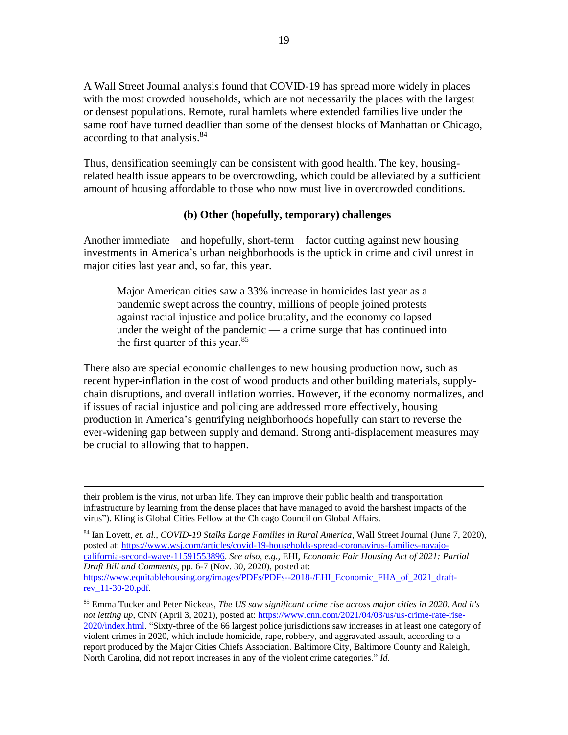A Wall Street Journal analysis found that COVID-19 has spread more widely in places with the most crowded households, which are not necessarily the places with the largest or densest populations. Remote, rural hamlets where extended families live under the same roof have turned deadlier than some of the densest blocks of Manhattan or Chicago, according to that analysis.[84]

Thus, densification seemingly can be consistent with good health. The key, housing-related health issue appears to be overcrowding, which could be alleviated by a sufficient amount of housing affordable to those who now must live in overcrowded conditions.

### (b) Other (hopefully, temporary) challenges

Another immediate—and hopefully, short-term—factor cutting against new housing investments in America's urban neighborhoods is the uptick in crime and civil unrest in major cities last year and, so far, this year.

> Major American cities saw a 33% increase in homicides last year as a pandemic swept across the country, millions of people joined protests against racial injustice and police brutality, and the economy collapsed under the weight of the pandemic — a crime surge that has continued into the first quarter of this year.[85]

There also are special economic challenges to new housing production now, such as recent hyper-inflation in the cost of wood products and other building materials, supply-chain disruptions, and overall inflation worries. However, if the economy normalizes, and if issues of racial injustice and policing are addressed more effectively, housing production in America's gentrifying neighborhoods hopefully can start to reverse the ever-widening gap between supply and demand. Strong anti-displacement measures may be crucial to allowing that to happen.

---

their problem is the virus, not urban life. They can improve their public health and transportation infrastructure by learning from the dense places that have managed to avoid the harshest impacts of the virus"). Kling is Global Cities Fellow at the Chicago Council on Global Affairs.

[84] Ian Lovett, *et. al., COVID-19 Stalks Large Families in Rural America*, Wall Street Journal (June 7, 2020), posted at: https://www.wsj.com/articles/covid-19-households-spread-coronavirus-families-navajo-california-second-wave-11591553896. *See also, e.g.,* EHI, *Economic Fair Housing Act of 2021: Partial Draft Bill and Comments*, pp. 6-7 (Nov. 30, 2020), posted at: https://www.equitablehousing.org/images/PDFs/PDFs--2018-/EHI_Economic_FHA_of_2021_draft-rev_11-30-20.pdf.

[85] Emma Tucker and Peter Nickeas, *The US saw significant crime rise across major cities in 2020. And it's not letting up,* CNN (April 3, 2021), posted at: https://www.cnn.com/2021/04/03/us/us-crime-rate-rise-2020/index.html. "Sixty-three of the 66 largest police jurisdictions saw increases in at least one category of violent crimes in 2020, which include homicide, rape, robbery, and aggravated assault, according to a report produced by the Major Cities Chiefs Association. Baltimore City, Baltimore County and Raleigh, North Carolina, did not report increases in any of the violent crime categories." *Id.*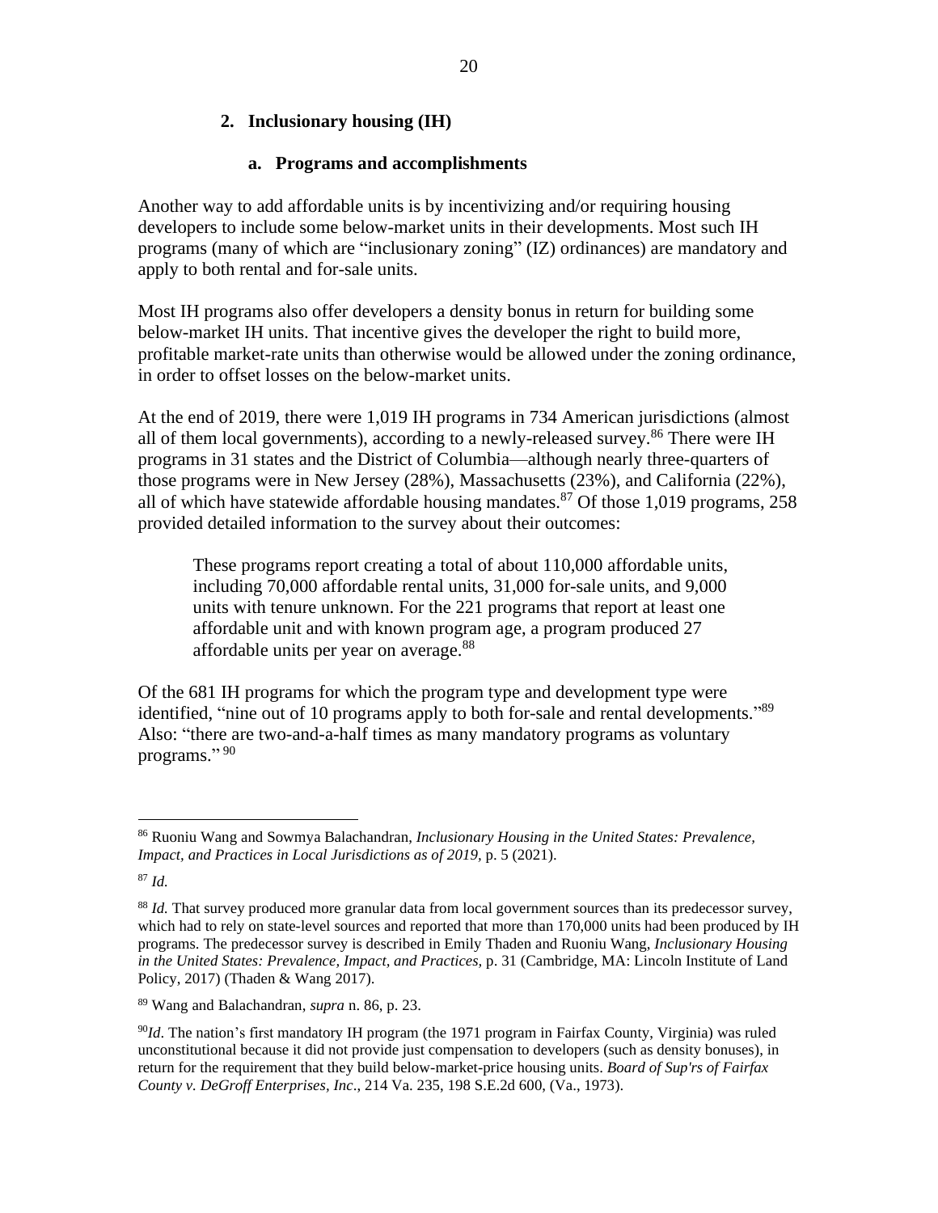### 2. Inclusionary housing (IH)

#### a. Programs and accomplishments

Another way to add affordable units is by incentivizing and/or requiring housing developers to include some below-market units in their developments. Most such IH programs (many of which are "inclusionary zoning" (IZ) ordinances) are mandatory and apply to both rental and for-sale units.

Most IH programs also offer developers a density bonus in return for building some below-market IH units. That incentive gives the developer the right to build more, profitable market-rate units than otherwise would be allowed under the zoning ordinance, in order to offset losses on the below-market units.

At the end of 2019, there were 1,019 IH programs in 734 American jurisdictions (almost all of them local governments), according to a newly-released survey.[86] There were IH programs in 31 states and the District of Columbia—although nearly three-quarters of those programs were in New Jersey (28%), Massachusetts (23%), and California (22%), all of which have statewide affordable housing mandates.[87] Of those 1,019 programs, 258 provided detailed information to the survey about their outcomes:

> These programs report creating a total of about 110,000 affordable units, including 70,000 affordable rental units, 31,000 for-sale units, and 9,000 units with tenure unknown. For the 221 programs that report at least one affordable unit and with known program age, a program produced 27 affordable units per year on average.[88]

Of the 681 IH programs for which the program type and development type were identified, "nine out of 10 programs apply to both for-sale and rental developments."[89] Also: "there are two-and-a-half times as many mandatory programs as voluntary programs." [90]

---

[86] Ruoniu Wang and Sowmya Balachandran, *Inclusionary Housing in the United States: Prevalence, Impact, and Practices in Local Jurisdictions as of 2019*, p. 5 (2021).

[87] *Id.*

[88] *Id.* That survey produced more granular data from local government sources than its predecessor survey, which had to rely on state-level sources and reported that more than 170,000 units had been produced by IH programs. The predecessor survey is described in Emily Thaden and Ruoniu Wang, *Inclusionary Housing in the United States: Prevalence, Impact, and Practices,* p. 31 (Cambridge, MA: Lincoln Institute of Land Policy, 2017) (Thaden & Wang 2017).

[89] Wang and Balachandran, *supra* n. 86, p. 23.

[90] *Id*. The nation's first mandatory IH program (the 1971 program in Fairfax County, Virginia) was ruled unconstitutional because it did not provide just compensation to developers (such as density bonuses), in return for the requirement that they build below-market-price housing units. *Board of Sup'rs of Fairfax County v. DeGroff Enterprises, Inc*., 214 Va. 235, 198 S.E.2d 600, (Va., 1973).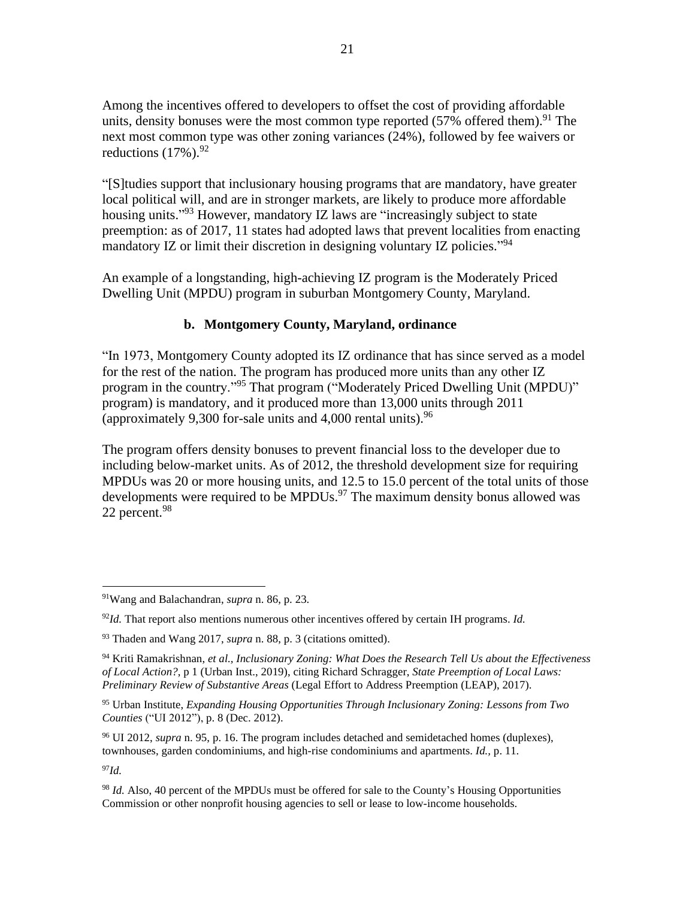Among the incentives offered to developers to offset the cost of providing affordable units, density bonuses were the most common type reported (57% offered them).[91] The next most common type was other zoning variances (24%), followed by fee waivers or reductions (17%).[92]

"[S]tudies support that inclusionary housing programs that are mandatory, have greater local political will, and are in stronger markets, are likely to produce more affordable housing units."[93] However, mandatory IZ laws are "increasingly subject to state preemption: as of 2017, 11 states had adopted laws that prevent localities from enacting mandatory IZ or limit their discretion in designing voluntary IZ policies."[94]

An example of a longstanding, high-achieving IZ program is the Moderately Priced Dwelling Unit (MPDU) program in suburban Montgomery County, Maryland.

### b. Montgomery County, Maryland, ordinance

"In 1973, Montgomery County adopted its IZ ordinance that has since served as a model for the rest of the nation. The program has produced more units than any other IZ program in the country."[95] That program ("Moderately Priced Dwelling Unit (MPDU)" program) is mandatory, and it produced more than 13,000 units through 2011 (approximately 9,300 for-sale units and 4,000 rental units).[96]

The program offers density bonuses to prevent financial loss to the developer due to including below-market units. As of 2012, the threshold development size for requiring MPDUs was 20 or more housing units, and 12.5 to 15.0 percent of the total units of those developments were required to be MPDUs.[97] The maximum density bonus allowed was 22 percent.[98]

---

[91] Wang and Balachandran, *supra* n. 86, p. 23.

[92] *Id.* That report also mentions numerous other incentives offered by certain IH programs. *Id.*

[93] Thaden and Wang 2017, *supra* n. 88, p. 3 (citations omitted).

[94] Kriti Ramakrishnan, *et al.*, *Inclusionary Zoning: What Does the Research Tell Us about the Effectiveness of Local Action?*, p 1 (Urban Inst., 2019), citing Richard Schragger, *State Preemption of Local Laws: Preliminary Review of Substantive Areas* (Legal Effort to Address Preemption (LEAP), 2017).

[95] Urban Institute, *Expanding Housing Opportunities Through Inclusionary Zoning: Lessons from Two Counties* ("UI 2012"), p. 8 (Dec. 2012).

[96] UI 2012, *supra* n. 95, p. 16. The program includes detached and semidetached homes (duplexes), townhouses, garden condominiums, and high-rise condominiums and apartments. *Id.*, p. 11.

[97] *Id.*

[98] *Id.* Also, 40 percent of the MPDUs must be offered for sale to the County's Housing Opportunities Commission or other nonprofit housing agencies to sell or lease to low-income households.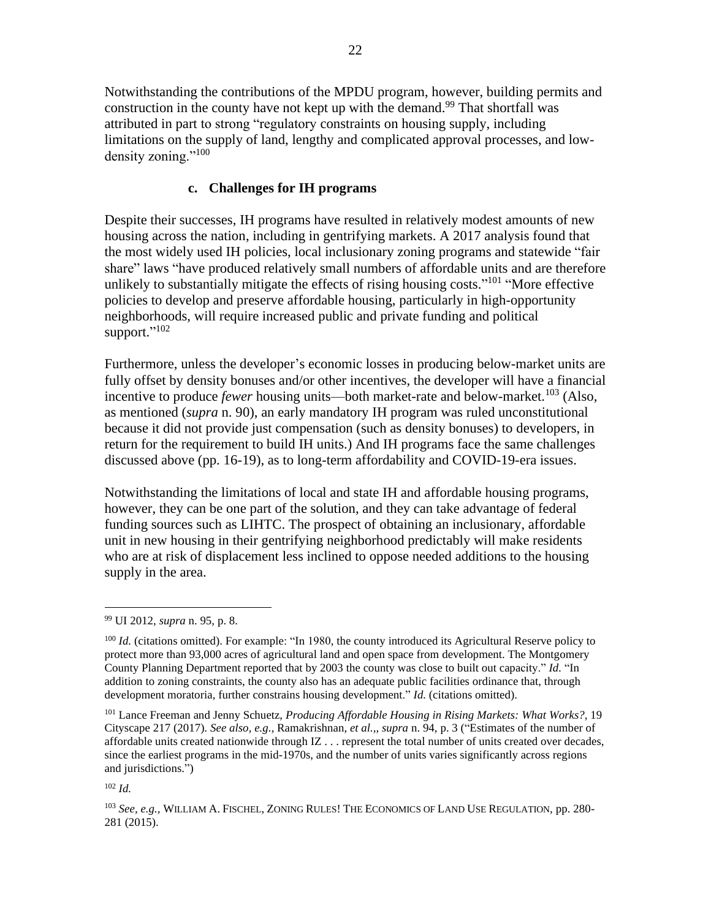Notwithstanding the contributions of the MPDU program, however, building permits and construction in the county have not kept up with the demand.[99] That shortfall was attributed in part to strong "regulatory constraints on housing supply, including limitations on the supply of land, lengthy and complicated approval processes, and low-density zoning."[100]

### c. Challenges for IH programs

Despite their successes, IH programs have resulted in relatively modest amounts of new housing across the nation, including in gentrifying markets. A 2017 analysis found that the most widely used IH policies, local inclusionary zoning programs and statewide "fair share" laws "have produced relatively small numbers of affordable units and are therefore unlikely to substantially mitigate the effects of rising housing costs."[101] "More effective policies to develop and preserve affordable housing, particularly in high-opportunity neighborhoods, will require increased public and private funding and political support."[102]

Furthermore, unless the developer's economic losses in producing below-market units are fully offset by density bonuses and/or other incentives, the developer will have a financial incentive to produce *fewer* housing units—both market-rate and below-market.[103] (Also, as mentioned (*supra* n. 90), an early mandatory IH program was ruled unconstitutional because it did not provide just compensation (such as density bonuses) to developers, in return for the requirement to build IH units.) And IH programs face the same challenges discussed above (pp. 16-19), as to long-term affordability and COVID-19-era issues.

Notwithstanding the limitations of local and state IH and affordable housing programs, however, they can be one part of the solution, and they can take advantage of federal funding sources such as LIHTC. The prospect of obtaining an inclusionary, affordable unit in new housing in their gentrifying neighborhood predictably will make residents who are at risk of displacement less inclined to oppose needed additions to the housing supply in the area.

---

[99] UI 2012, *supra* n. 95, p. 8.

[100] *Id.* (citations omitted). For example: "In 1980, the county introduced its Agricultural Reserve policy to protect more than 93,000 acres of agricultural land and open space from development. The Montgomery County Planning Department reported that by 2003 the county was close to built out capacity." *Id.* "In addition to zoning constraints, the county also has an adequate public facilities ordinance that, through development moratoria, further constrains housing development." *Id.* (citations omitted).

[101] Lance Freeman and Jenny Schuetz, *Producing Affordable Housing in Rising Markets: What Works?,* 19 Cityscape 217 (2017). *See also, e.g.,* Ramakrishnan, *et al.,*, *supra* n. 94, p. 3 ("Estimates of the number of affordable units created nationwide through IZ . . . represent the total number of units created over decades, since the earliest programs in the mid-1970s, and the number of units varies significantly across regions and jurisdictions.")

[102] *Id.*

[103] *See, e.g.,* WILLIAM A. FISCHEL, ZONING RULES! THE ECONOMICS OF LAND USE REGULATION, pp. 280-281 (2015).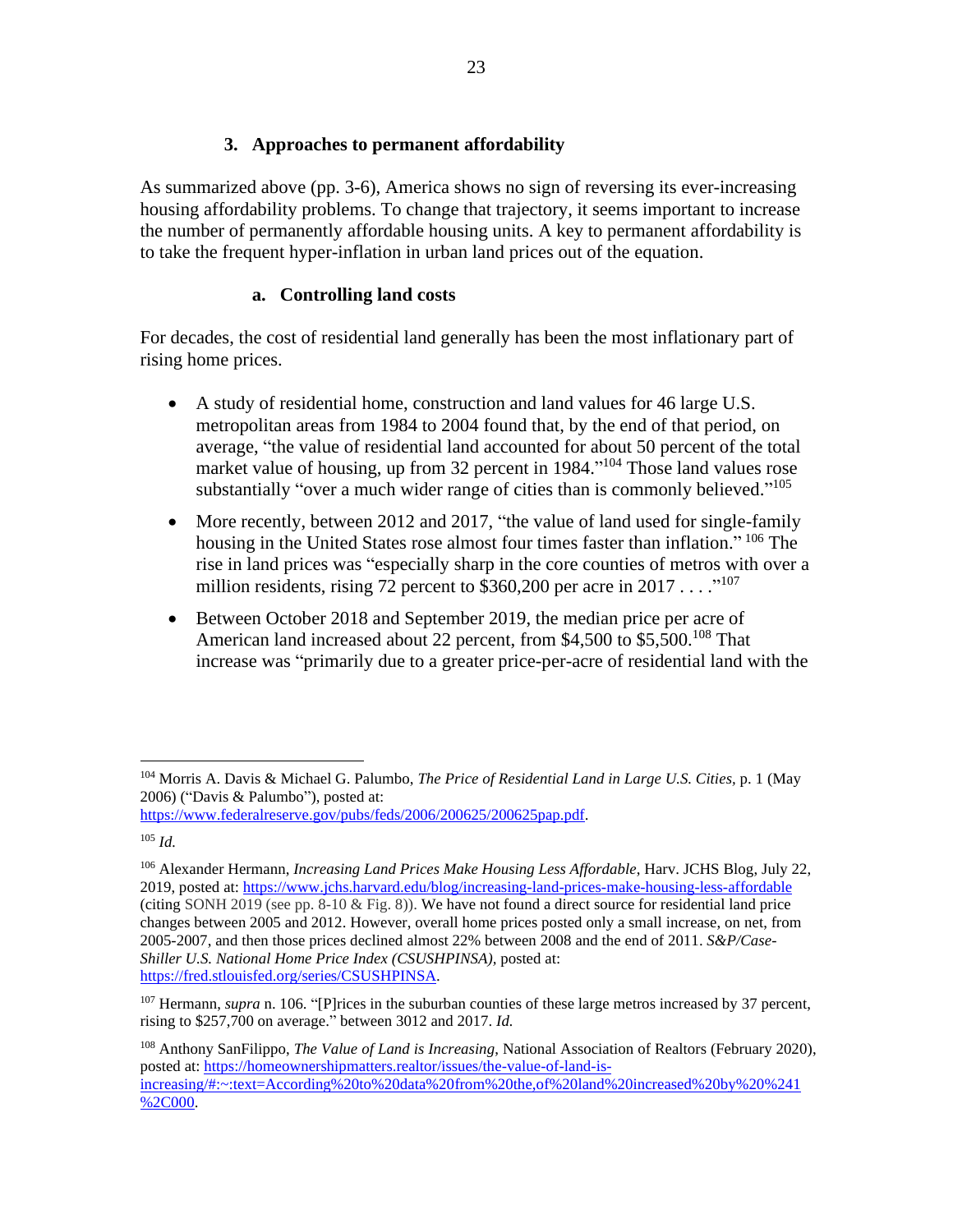### 3. Approaches to permanent affordability

As summarized above (pp. 3-6), America shows no sign of reversing its ever-increasing housing affordability problems. To change that trajectory, it seems important to increase the number of permanently affordable housing units. A key to permanent affordability is to take the frequent hyper-inflation in urban land prices out of the equation.

#### a. Controlling land costs

For decades, the cost of residential land generally has been the most inflationary part of rising home prices.

- A study of residential home, construction and land values for 46 large U.S. metropolitan areas from 1984 to 2004 found that, by the end of that period, on average, "the value of residential land accounted for about 50 percent of the total market value of housing, up from 32 percent in 1984."[104] Those land values rose substantially "over a much wider range of cities than is commonly believed."[105]
- More recently, between 2012 and 2017, "the value of land used for single-family housing in the United States rose almost four times faster than inflation." [106] The rise in land prices was "especially sharp in the core counties of metros with over a million residents, rising 72 percent to $360,200 per acre in 2017 . . . ."[107]
- Between October 2018 and September 2019, the median price per acre of American land increased about 22 percent, from $4,500 to $5,500.[108] That increase was "primarily due to a greater price-per-acre of residential land with the

---

[104] Morris A. Davis & Michael G. Palumbo, *The Price of Residential Land in Large U.S. Cities*, p. 1 (May 2006) ("Davis & Palumbo"), posted at: https://www.federalreserve.gov/pubs/feds/2006/200625/200625pap.pdf.

[105] *Id.*

[106] Alexander Hermann, *Increasing Land Prices Make Housing Less Affordable*, Harv. JCHS Blog, July 22, 2019, posted at: https://www.jchs.harvard.edu/blog/increasing-land-prices-make-housing-less-affordable (citing SONH 2019 (see pp. 8-10 & Fig. 8)). We have not found a direct source for residential land price changes between 2005 and 2012. However, overall home prices posted only a small increase, on net, from 2005-2007, and then those prices declined almost 22% between 2008 and the end of 2011. *S&P/Case-Shiller U.S. National Home Price Index (CSUSHPINSA)*, posted at: https://fred.stlouisfed.org/series/CSUSHPINSA.

[107] Hermann, *supra* n. 106. "[P]rices in the suburban counties of these large metros increased by 37 percent, rising to $257,700 on average." between 3012 and 2017. *Id.*

[108] Anthony SanFilippo, *The Value of Land is Increasing*, National Association of Realtors (February 2020), posted at: https://homeownershipmatters.realtor/issues/the-value-of-land-is-increasing/#:~:text=According%20to%20data%20from%20the,of%20land%20increased%20by%20%241%2C000.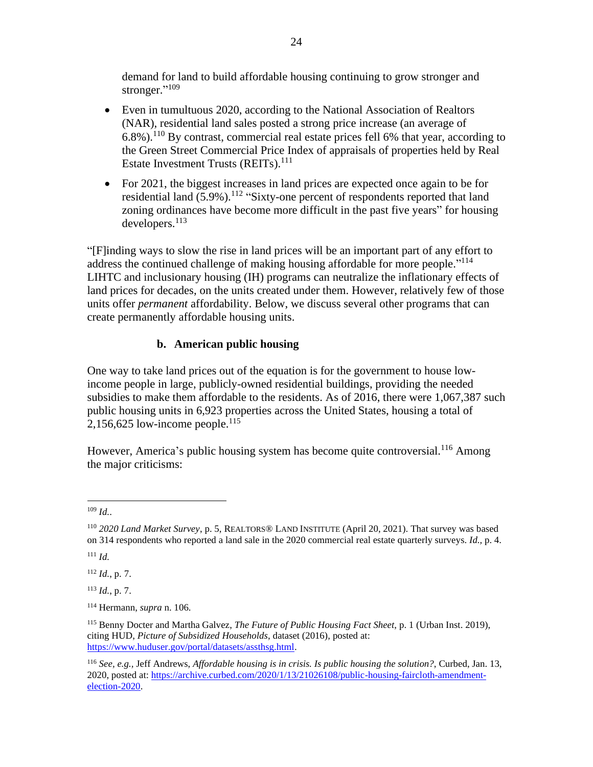demand for land to build affordable housing continuing to grow stronger and stronger."[109]

- Even in tumultuous 2020, according to the National Association of Realtors (NAR), residential land sales posted a strong price increase (an average of 6.8%).[110] By contrast, commercial real estate prices fell 6% that year, according to the Green Street Commercial Price Index of appraisals of properties held by Real Estate Investment Trusts (REITs).[111]
- For 2021, the biggest increases in land prices are expected once again to be for residential land (5.9%).[112] "Sixty-one percent of respondents reported that land zoning ordinances have become more difficult in the past five years" for housing developers.[113]

"[F]inding ways to slow the rise in land prices will be an important part of any effort to address the continued challenge of making housing affordable for more people."[114] LIHTC and inclusionary housing (IH) programs can neutralize the inflationary effects of land prices for decades, on the units created under them. However, relatively few of those units offer *permanent* affordability. Below, we discuss several other programs that can create permanently affordable housing units.

### b. American public housing

One way to take land prices out of the equation is for the government to house low-income people in large, publicly-owned residential buildings, providing the needed subsidies to make them affordable to the residents. As of 2016, there were 1,067,387 such public housing units in 6,923 properties across the United States, housing a total of 2,156,625 low-income people.[115]

However, America's public housing system has become quite controversial.[116] Among the major criticisms:

---

[109] *Id.*.

[110] *2020 Land Market Survey*, p. 5, REALTORS® LAND INSTITUTE (April 20, 2021). That survey was based on 314 respondents who reported a land sale in the 2020 commercial real estate quarterly surveys. *Id.*, p. 4.

[111] *Id.*

[112] *Id.*, p. 7.

[113] *Id.*, p. 7.

[114] Hermann, *supra* n. 106.

[115] Benny Docter and Martha Galvez, *The Future of Public Housing Fact Sheet*, p. 1 (Urban Inst. 2019), citing HUD, *Picture of Subsidized Households*, dataset (2016), posted at: https://www.huduser.gov/portal/datasets/assthsg.html.

[116] *See, e.g.,* Jeff Andrews, *Affordable housing is in crisis. Is public housing the solution?*, Curbed, Jan. 13, 2020, posted at: https://archive.curbed.com/2020/1/13/21026108/public-housing-faircloth-amendment-election-2020.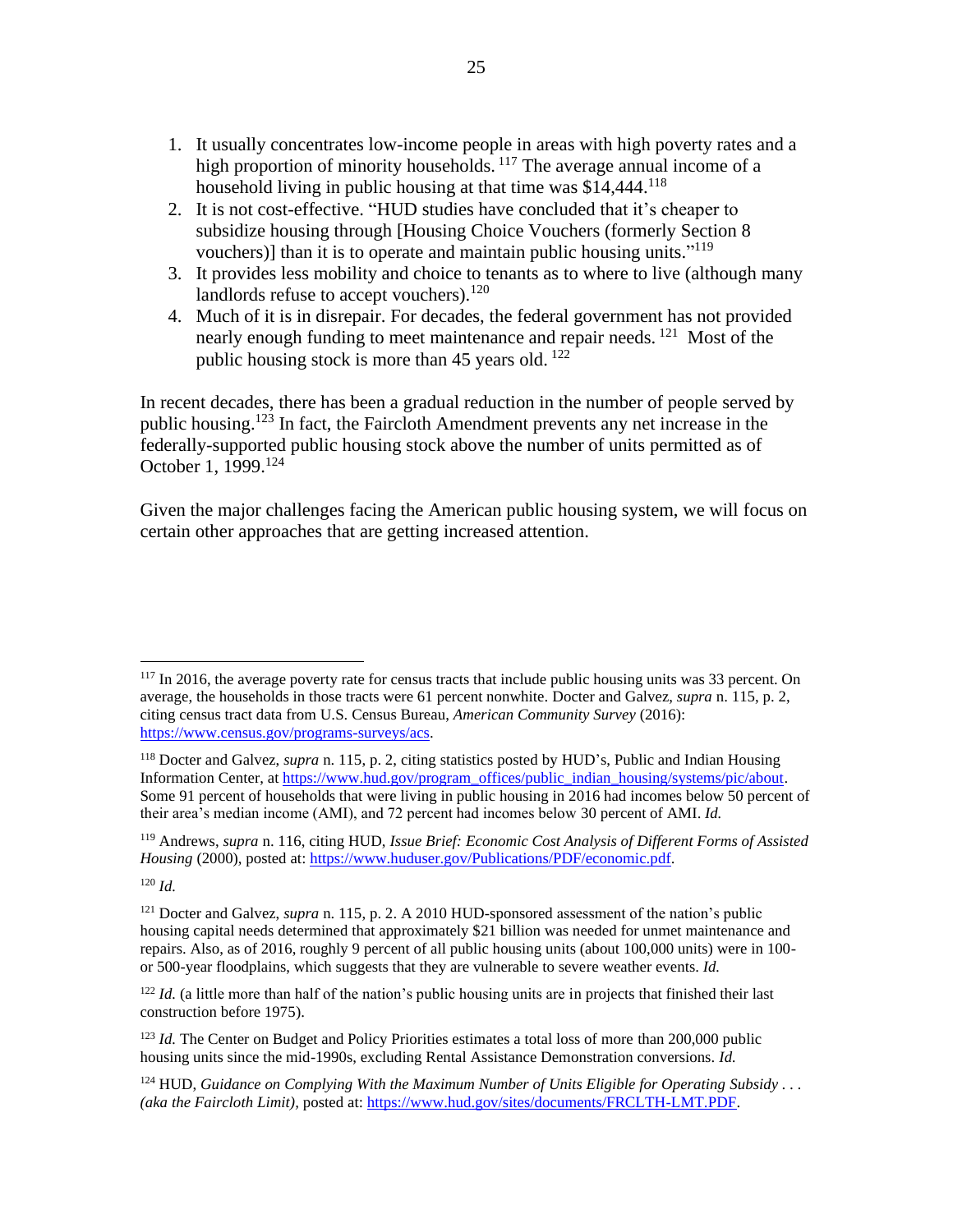1. It usually concentrates low-income people in areas with high poverty rates and a high proportion of minority households.[117] The average annual income of a household living in public housing at that time was $14,444.[118]
2. It is not cost-effective. "HUD studies have concluded that it's cheaper to subsidize housing through [Housing Choice Vouchers (formerly Section 8 vouchers)] than it is to operate and maintain public housing units."[119]
3. It provides less mobility and choice to tenants as to where to live (although many landlords refuse to accept vouchers).[120]
4. Much of it is in disrepair. For decades, the federal government has not provided nearly enough funding to meet maintenance and repair needs.[121] Most of the public housing stock is more than 45 years old.[122]

In recent decades, there has been a gradual reduction in the number of people served by public housing.[123] In fact, the Faircloth Amendment prevents any net increase in the federally-supported public housing stock above the number of units permitted as of October 1, 1999.[124]

Given the major challenges facing the American public housing system, we will focus on certain other approaches that are getting increased attention.

---

[117] In 2016, the average poverty rate for census tracts that include public housing units was 33 percent. On average, the households in those tracts were 61 percent nonwhite. Docter and Galvez, *supra* n. 115, p. 2, citing census tract data from U.S. Census Bureau, *American Community Survey* (2016): https://www.census.gov/programs-surveys/acs.

[118] Docter and Galvez, *supra* n. 115, p. 2, citing statistics posted by HUD's, Public and Indian Housing Information Center, at https://www.hud.gov/program_offices/public_indian_housing/systems/pic/about. Some 91 percent of households that were living in public housing in 2016 had incomes below 50 percent of their area's median income (AMI), and 72 percent had incomes below 30 percent of AMI. *Id.*

[119] Andrews, *supra* n. 116, citing HUD, *Issue Brief: Economic Cost Analysis of Different Forms of Assisted Housing* (2000), posted at: https://www.huduser.gov/Publications/PDF/economic.pdf.

[120] *Id.*

[121] Docter and Galvez, *supra* n. 115, p. 2. A 2010 HUD-sponsored assessment of the nation's public housing capital needs determined that approximately $21 billion was needed for unmet maintenance and repairs. Also, as of 2016, roughly 9 percent of all public housing units (about 100,000 units) were in 100- or 500-year floodplains, which suggests that they are vulnerable to severe weather events. *Id.*

[122] *Id.* (a little more than half of the nation's public housing units are in projects that finished their last construction before 1975).

[123] *Id.* The Center on Budget and Policy Priorities estimates a total loss of more than 200,000 public housing units since the mid-1990s, excluding Rental Assistance Demonstration conversions. *Id.*

[124] HUD, *Guidance on Complying With the Maximum Number of Units Eligible for Operating Subsidy . . . (aka the Faircloth Limit),* posted at: https://www.hud.gov/sites/documents/FRCLTH-LMT.PDF.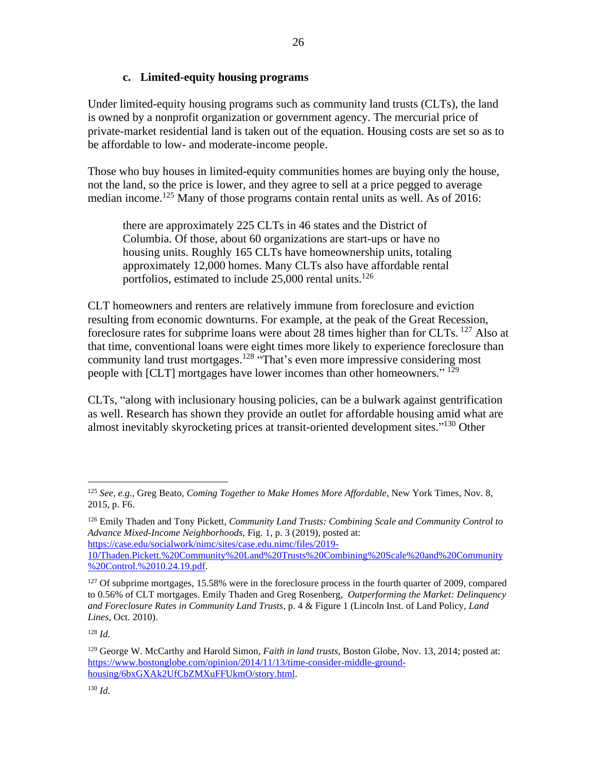### c. Limited-equity housing programs

Under limited-equity housing programs such as community land trusts (CLTs), the land is owned by a nonprofit organization or government agency. The mercurial price of private-market residential land is taken out of the equation. Housing costs are set so as to be affordable to low- and moderate-income people.

Those who buy houses in limited-equity communities homes are buying only the house, not the land, so the price is lower, and they agree to sell at a price pegged to average median income.[125] Many of those programs contain rental units as well. As of 2016:

> there are approximately 225 CLTs in 46 states and the District of Columbia. Of those, about 60 organizations are start-ups or have no housing units. Roughly 165 CLTs have homeownership units, totaling approximately 12,000 homes. Many CLTs also have affordable rental portfolios, estimated to include 25,000 rental units.[126]

CLT homeowners and renters are relatively immune from foreclosure and eviction resulting from economic downturns. For example, at the peak of the Great Recession, foreclosure rates for subprime loans were about 28 times higher than for CLTs.[127] Also at that time, conventional loans were eight times more likely to experience foreclosure than community land trust mortgages.[128] "That's even more impressive considering most people with [CLT] mortgages have lower incomes than other homeowners."[129]

CLTs, "along with inclusionary housing policies, can be a bulwark against gentrification as well. Research has shown they provide an outlet for affordable housing amid what are almost inevitably skyrocketing prices at transit-oriented development sites."[130] Other

---

[125] *See, e.g.,* Greg Beato, *Coming Together to Make Homes More Affordable*, New York Times, Nov. 8, 2015, p. F6.

[126] Emily Thaden and Tony Pickett, *Community Land Trusts: Combining Scale and Community Control to Advance Mixed-Income Neighborhoods*, Fig. 1, p. 3 (2019), posted at: https://case.edu/socialwork/nimc/sites/case.edu.nimc/files/2019-10/Thaden.Pickett.%20Community%20Land%20Trusts%20Combining%20Scale%20and%20Community%20Control.%2010.24.19.pdf.

[127] Of subprime mortgages, 15.58% were in the foreclosure process in the fourth quarter of 2009, compared to 0.56% of CLT mortgages. Emily Thaden and Greg Rosenberg, *Outperforming the Market: Delinquency and Foreclosure Rates in Community Land Trusts*, p. 4 & Figure 1 (Lincoln Inst. of Land Policy, *Land Lines*, Oct. 2010).

[128] *Id.*

[129] George W. McCarthy and Harold Simon, *Faith in land trusts*, Boston Globe, Nov. 13, 2014; posted at: https://www.bostonglobe.com/opinion/2014/11/13/time-consider-middle-ground-housing/6bxGXAk2UfCbZMXuFFUkmO/story.html.

[130] *Id.*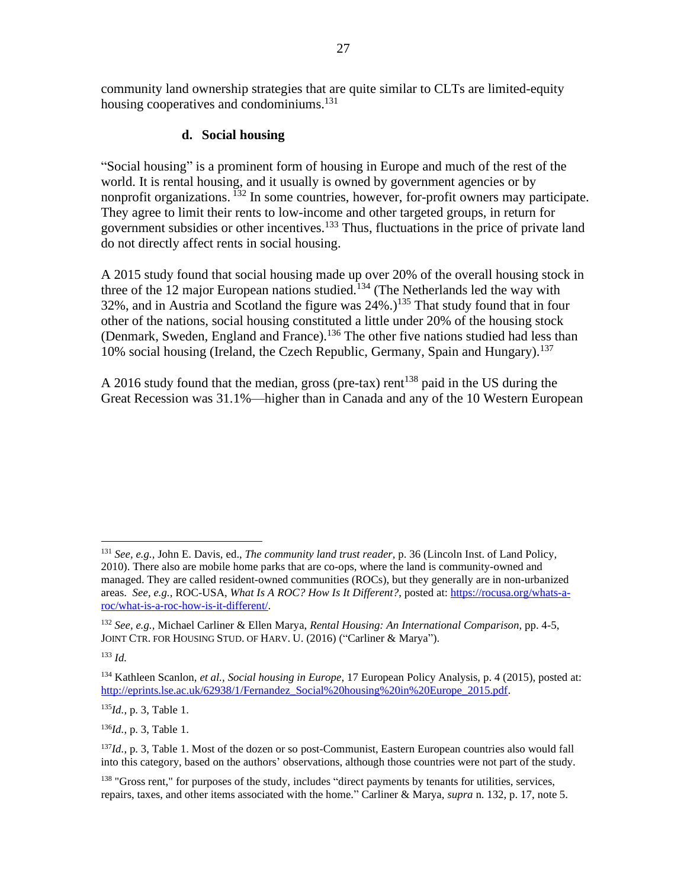community land ownership strategies that are quite similar to CLTs are limited-equity housing cooperatives and condominiums.[131]

### d. Social housing

"Social housing" is a prominent form of housing in Europe and much of the rest of the world. It is rental housing, and it usually is owned by government agencies or by nonprofit organizations. [132] In some countries, however, for-profit owners may participate. They agree to limit their rents to low-income and other targeted groups, in return for government subsidies or other incentives.[133] Thus, fluctuations in the price of private land do not directly affect rents in social housing.

A 2015 study found that social housing made up over 20% of the overall housing stock in three of the 12 major European nations studied.[134] (The Netherlands led the way with 32%, and in Austria and Scotland the figure was 24%.)[135] That study found that in four other of the nations, social housing constituted a little under 20% of the housing stock (Denmark, Sweden, England and France).[136] The other five nations studied had less than 10% social housing (Ireland, the Czech Republic, Germany, Spain and Hungary).[137]

A 2016 study found that the median, gross (pre-tax) rent[138] paid in the US during the Great Recession was 31.1%—higher than in Canada and any of the 10 Western European

---

[131] *See, e.g.,* John E. Davis, ed., *The community land trust reader,* p. 36 (Lincoln Inst. of Land Policy, 2010). There also are mobile home parks that are co-ops, where the land is community-owned and managed. They are called resident-owned communities (ROCs), but they generally are in non-urbanized areas. *See, e.g.,* ROC-USA, *What Is A ROC? How Is It Different?*, posted at: https://rocusa.org/whats-a-roc/what-is-a-roc-how-is-it-different/.

[132] *See, e.g.,* Michael Carliner & Ellen Marya, *Rental Housing: An International Comparison*, pp. 4-5, JOINT CTR. FOR HOUSING STUD. OF HARV. U. (2016) ("Carliner & Marya").

[133] *Id.*

[134] Kathleen Scanlon, *et al.*, *Social housing in Europe*, 17 European Policy Analysis, p. 4 (2015), posted at: http://eprints.lse.ac.uk/62938/1/Fernandez_Social%20housing%20in%20Europe_2015.pdf.

[135] *Id.*, p. 3, Table 1.

[136] *Id.*, p. 3, Table 1.

[137] *Id.*, p. 3, Table 1. Most of the dozen or so post-Communist, Eastern European countries also would fall into this category, based on the authors' observations, although those countries were not part of the study.

[138] "Gross rent," for purposes of the study, includes "direct payments by tenants for utilities, services, repairs, taxes, and other items associated with the home." Carliner & Marya, *supra* n. 132, p. 17, note 5.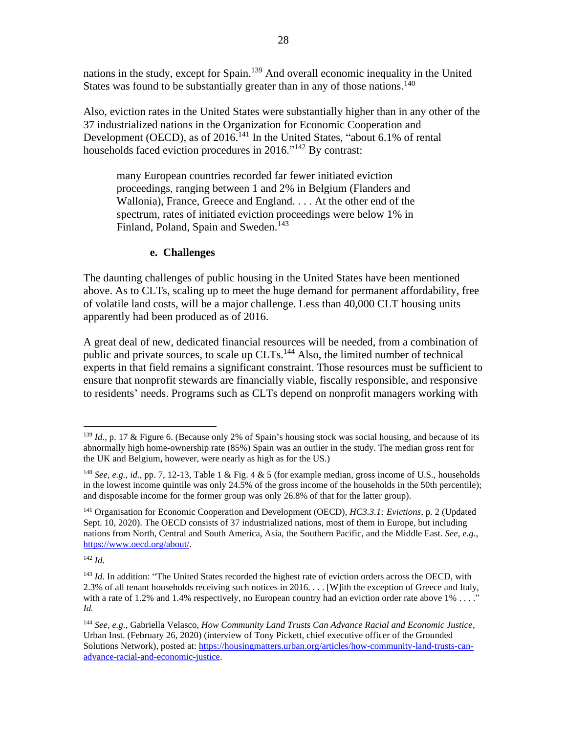nations in the study, except for Spain.[139] And overall economic inequality in the United States was found to be substantially greater than in any of those nations.[140]

Also, eviction rates in the United States were substantially higher than in any other of the 37 industrialized nations in the Organization for Economic Cooperation and Development (OECD), as of 2016.[141] In the United States, "about 6.1% of rental households faced eviction procedures in 2016."[142] By contrast:

> many European countries recorded far fewer initiated eviction proceedings, ranging between 1 and 2% in Belgium (Flanders and Wallonia), France, Greece and England. . . . At the other end of the spectrum, rates of initiated eviction proceedings were below 1% in Finland, Poland, Spain and Sweden.[143]

#### e. Challenges

The daunting challenges of public housing in the United States have been mentioned above. As to CLTs, scaling up to meet the huge demand for permanent affordability, free of volatile land costs, will be a major challenge. Less than 40,000 CLT housing units apparently had been produced as of 2016.

A great deal of new, dedicated financial resources will be needed, from a combination of public and private sources, to scale up CLTs.[144] Also, the limited number of technical experts in that field remains a significant constraint. Those resources must be sufficient to ensure that nonprofit stewards are financially viable, fiscally responsible, and responsive to residents' needs. Programs such as CLTs depend on nonprofit managers working with

---

[139] *Id.*, p. 17 & Figure 6. (Because only 2% of Spain's housing stock was social housing, and because of its abnormally high home-ownership rate (85%) Spain was an outlier in the study. The median gross rent for the UK and Belgium, however, were nearly as high as for the US.)

[140] *See, e.g., id.*, pp. 7, 12-13, Table 1 & Fig. 4 & 5 (for example median, gross income of U.S., households in the lowest income quintile was only 24.5% of the gross income of the households in the 50th percentile); and disposable income for the former group was only 26.8% of that for the latter group).

[141] Organisation for Economic Cooperation and Development (OECD), *HC3.3.1: Evictions*, p. 2 (Updated Sept. 10, 2020). The OECD consists of 37 industrialized nations, most of them in Europe, but including nations from North, Central and South America, Asia, the Southern Pacific, and the Middle East. *See, e.g.*, https://www.oecd.org/about/.

[142] *Id.*

[143] *Id.* In addition: "The United States recorded the highest rate of eviction orders across the OECD, with 2.3% of all tenant households receiving such notices in 2016. . . . [W]ith the exception of Greece and Italy, with a rate of 1.2% and 1.4% respectively, no European country had an eviction order rate above 1% . . . ." *Id.*

[144] *See, e.g.,* Gabriella Velasco, *How Community Land Trusts Can Advance Racial and Economic Justice*, Urban Inst. (February 26, 2020) (interview of Tony Pickett, chief executive officer of the Grounded Solutions Network), posted at: https://housingmatters.urban.org/articles/how-community-land-trusts-can-advance-racial-and-economic-justice.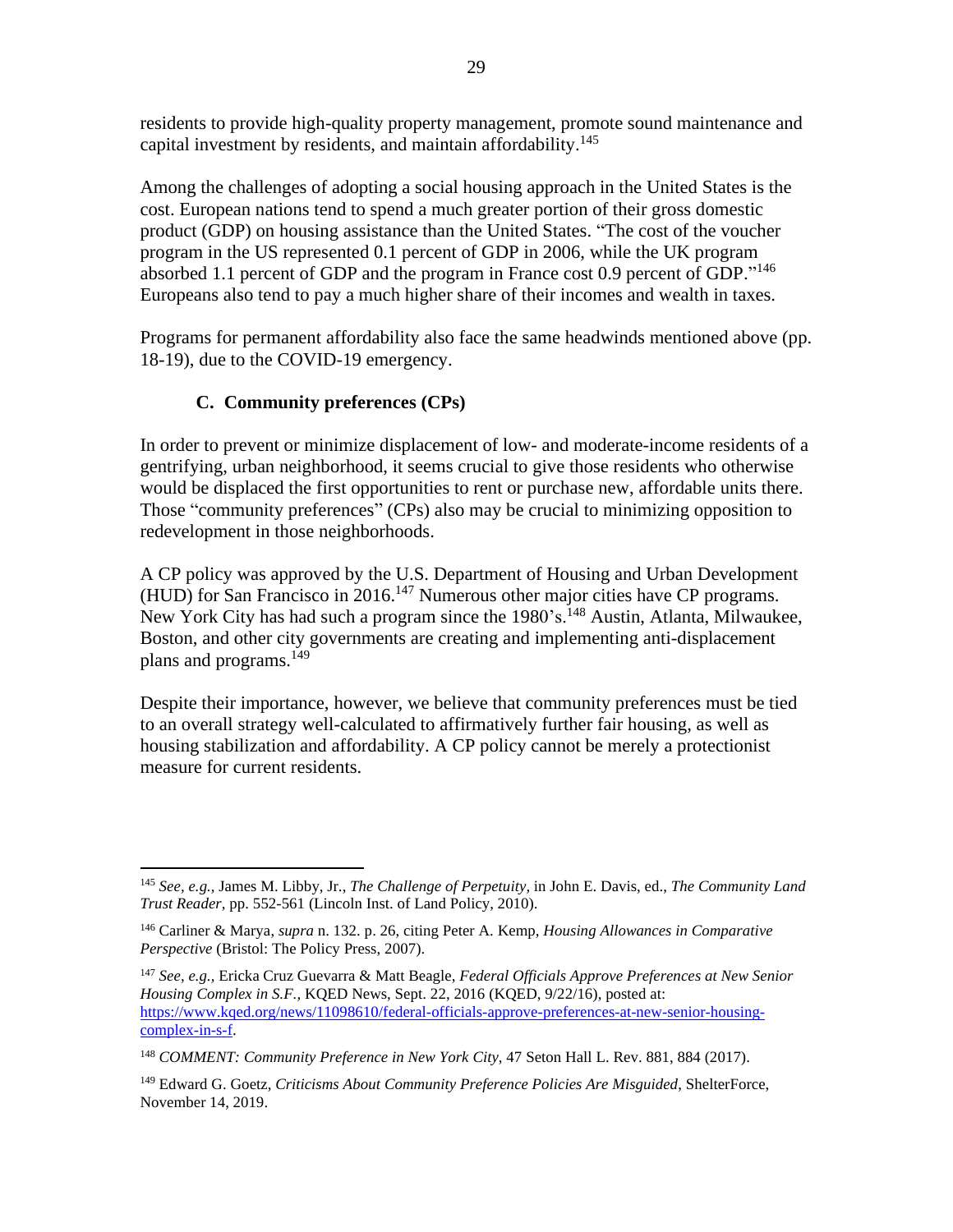residents to provide high-quality property management, promote sound maintenance and capital investment by residents, and maintain affordability.[145]

Among the challenges of adopting a social housing approach in the United States is the cost. European nations tend to spend a much greater portion of their gross domestic product (GDP) on housing assistance than the United States. "The cost of the voucher program in the US represented 0.1 percent of GDP in 2006, while the UK program absorbed 1.1 percent of GDP and the program in France cost 0.9 percent of GDP."[146] Europeans also tend to pay a much higher share of their incomes and wealth in taxes.

Programs for permanent affordability also face the same headwinds mentioned above (pp. 18-19), due to the COVID-19 emergency.

### C. Community preferences (CPs)

In order to prevent or minimize displacement of low- and moderate-income residents of a gentrifying, urban neighborhood, it seems crucial to give those residents who otherwise would be displaced the first opportunities to rent or purchase new, affordable units there. Those "community preferences" (CPs) also may be crucial to minimizing opposition to redevelopment in those neighborhoods.

A CP policy was approved by the U.S. Department of Housing and Urban Development (HUD) for San Francisco in 2016.[147] Numerous other major cities have CP programs. New York City has had such a program since the 1980's.[148] Austin, Atlanta, Milwaukee, Boston, and other city governments are creating and implementing anti-displacement plans and programs.[149]

Despite their importance, however, we believe that community preferences must be tied to an overall strategy well-calculated to affirmatively further fair housing, as well as housing stabilization and affordability. A CP policy cannot be merely a protectionist measure for current residents.

---

[145] *See, e.g.,* James M. Libby, Jr., *The Challenge of Perpetuity*, in John E. Davis, ed., *The Community Land Trust Reader*, pp. 552-561 (Lincoln Inst. of Land Policy, 2010).

[146] Carliner & Marya, *supra* n. 132. p. 26, citing Peter A. Kemp, *Housing Allowances in Comparative Perspective* (Bristol: The Policy Press, 2007).

[147] *See, e.g.,* Ericka Cruz Guevarra & Matt Beagle, *Federal Officials Approve Preferences at New Senior Housing Complex in S.F.*, KQED News, Sept. 22, 2016 (KQED, 9/22/16), posted at: https://www.kqed.org/news/11098610/federal-officials-approve-preferences-at-new-senior-housing-complex-in-s-f.

[148] *COMMENT: Community Preference in New York City*, 47 Seton Hall L. Rev. 881, 884 (2017).

[149] Edward G. Goetz, *Criticisms About Community Preference Policies Are Misguided*, ShelterForce, November 14, 2019.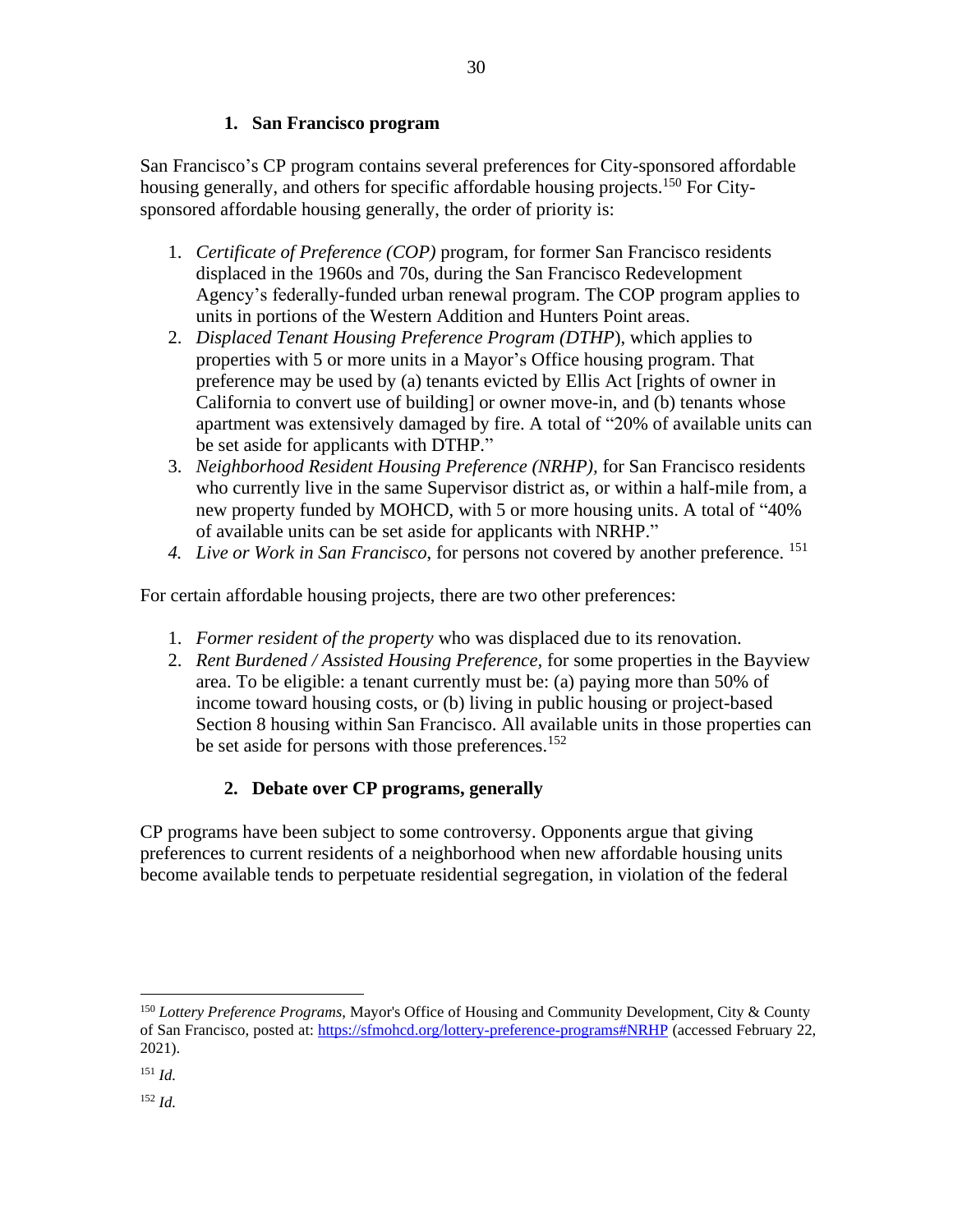### 1. San Francisco program

San Francisco's CP program contains several preferences for City-sponsored affordable housing generally, and others for specific affordable housing projects.[150] For City-sponsored affordable housing generally, the order of priority is:

1. *Certificate of Preference (COP)* program, for former San Francisco residents displaced in the 1960s and 70s, during the San Francisco Redevelopment Agency's federally-funded urban renewal program. The COP program applies to units in portions of the Western Addition and Hunters Point areas.
2. *Displaced Tenant Housing Preference Program (DTHP*), which applies to properties with 5 or more units in a Mayor's Office housing program. That preference may be used by (a) tenants evicted by Ellis Act [rights of owner in California to convert use of building] or owner move-in, and (b) tenants whose apartment was extensively damaged by fire. A total of "20% of available units can be set aside for applicants with DTHP."
3. *Neighborhood Resident Housing Preference (NRHP),* for San Francisco residents who currently live in the same Supervisor district as, or within a half-mile from, a new property funded by MOHCD, with 5 or more housing units. A total of "40% of available units can be set aside for applicants with NRHP."
4. *Live or Work in San Francisco*, for persons not covered by another preference. [151]

For certain affordable housing projects, there are two other preferences:

1. *Former resident of the property* who was displaced due to its renovation.
2. *Rent Burdened / Assisted Housing Preference,* for some properties in the Bayview area. To be eligible: a tenant currently must be: (a) paying more than 50% of income toward housing costs, or (b) living in public housing or project-based Section 8 housing within San Francisco. All available units in those properties can be set aside for persons with those preferences.[152]

### 2. Debate over CP programs, generally

CP programs have been subject to some controversy. Opponents argue that giving preferences to current residents of a neighborhood when new affordable housing units become available tends to perpetuate residential segregation, in violation of the federal

---

[150] *Lottery Preference Programs*, Mayor's Office of Housing and Community Development, City & County of San Francisco, posted at: https://sfmohcd.org/lottery-preference-programs#NRHP (accessed February 22, 2021).

[151] *Id.*

[152] *Id.*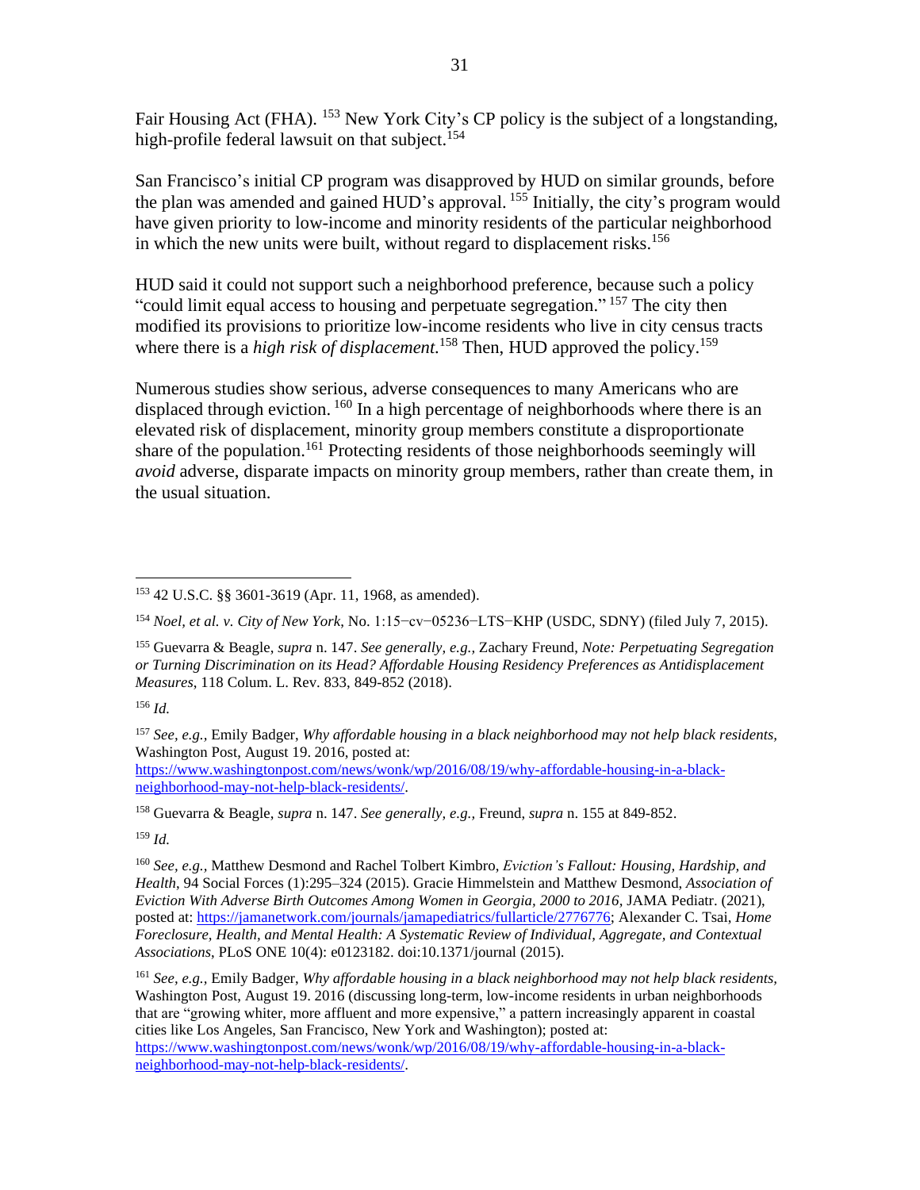Fair Housing Act (FHA). [153] New York City's CP policy is the subject of a longstanding, high-profile federal lawsuit on that subject.[154]

San Francisco's initial CP program was disapproved by HUD on similar grounds, before the plan was amended and gained HUD's approval. [155] Initially, the city's program would have given priority to low-income and minority residents of the particular neighborhood in which the new units were built, without regard to displacement risks.[156]

HUD said it could not support such a neighborhood preference, because such a policy "could limit equal access to housing and perpetuate segregation." [157] The city then modified its provisions to prioritize low-income residents who live in city census tracts where there is a *high risk of displacement.*[158] Then, HUD approved the policy.[159]

Numerous studies show serious, adverse consequences to many Americans who are displaced through eviction. [160] In a high percentage of neighborhoods where there is an elevated risk of displacement, minority group members constitute a disproportionate share of the population.[161] Protecting residents of those neighborhoods seemingly will *avoid* adverse, disparate impacts on minority group members, rather than create them, in the usual situation.

---

[153] 42 U.S.C. §§ 3601-3619 (Apr. 11, 1968, as amended).

[154] *Noel, et al. v. City of New York*, No. 1:15−cv−05236−LTS−KHP (USDC, SDNY) (filed July 7, 2015).

[155] Guevarra & Beagle, *supra* n. 147. *See generally, e.g.,* Zachary Freund, *Note: Perpetuating Segregation or Turning Discrimination on its Head? Affordable Housing Residency Preferences as Antidisplacement Measures*, 118 Colum. L. Rev. 833, 849-852 (2018).

[156] *Id.*

[157] *See, e.g.,* Emily Badger, *Why affordable housing in a black neighborhood may not help black residents,* Washington Post, August 19. 2016, posted at: https://www.washingtonpost.com/news/wonk/wp/2016/08/19/why-affordable-housing-in-a-black-neighborhood-may-not-help-black-residents/.

[158] Guevarra & Beagle, *supra* n. 147. *See generally, e.g.,* Freund, *supra* n. 155 at 849-852.

[159] *Id.*

[160] *See, e.g.,* Matthew Desmond and Rachel Tolbert Kimbro, *Eviction's Fallout: Housing, Hardship, and Health*, 94 Social Forces (1):295–324 (2015). Gracie Himmelstein and Matthew Desmond, *Association of Eviction With Adverse Birth Outcomes Among Women in Georgia, 2000 to 2016,* JAMA Pediatr. (2021), posted at: https://jamanetwork.com/journals/jamapediatrics/fullarticle/2776776; Alexander C. Tsai, *Home Foreclosure, Health, and Mental Health: A Systematic Review of Individual, Aggregate, and Contextual Associations*, PLoS ONE 10(4): e0123182. doi:10.1371/journal (2015).

[161] *See, e.g.,* Emily Badger, *Why affordable housing in a black neighborhood may not help black residents,* Washington Post, August 19. 2016 (discussing long-term, low-income residents in urban neighborhoods that are "growing whiter, more affluent and more expensive," a pattern increasingly apparent in coastal cities like Los Angeles, San Francisco, New York and Washington); posted at: https://www.washingtonpost.com/news/wonk/wp/2016/08/19/why-affordable-housing-in-a-black-neighborhood-may-not-help-black-residents/.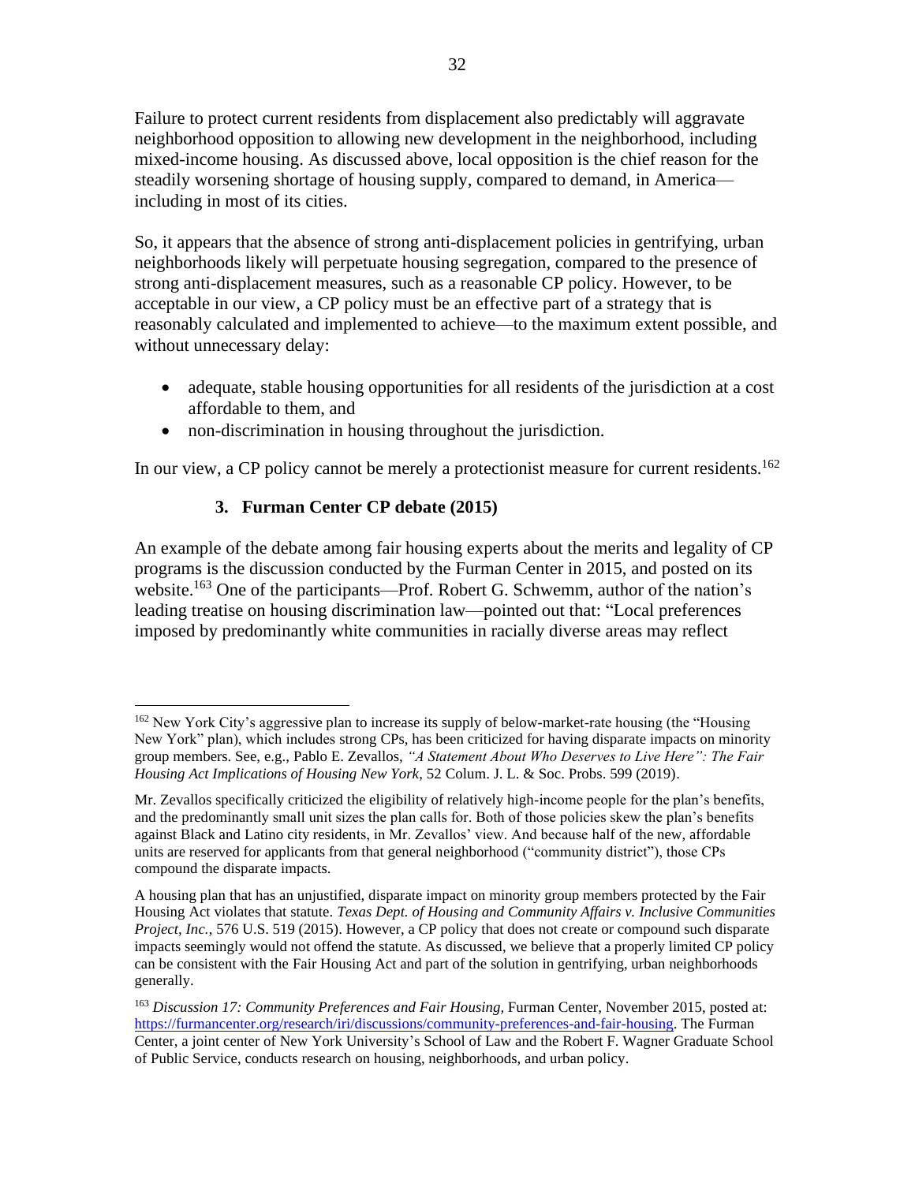Failure to protect current residents from displacement also predictably will aggravate neighborhood opposition to allowing new development in the neighborhood, including mixed-income housing. As discussed above, local opposition is the chief reason for the steadily worsening shortage of housing supply, compared to demand, in America—including in most of its cities.

So, it appears that the absence of strong anti-displacement policies in gentrifying, urban neighborhoods likely will perpetuate housing segregation, compared to the presence of strong anti-displacement measures, such as a reasonable CP policy. However, to be acceptable in our view, a CP policy must be an effective part of a strategy that is reasonably calculated and implemented to achieve—to the maximum extent possible, and without unnecessary delay:

- adequate, stable housing opportunities for all residents of the jurisdiction at a cost affordable to them, and
- non-discrimination in housing throughout the jurisdiction.

In our view, a CP policy cannot be merely a protectionist measure for current residents.[162]

### 3. Furman Center CP debate (2015)

An example of the debate among fair housing experts about the merits and legality of CP programs is the discussion conducted by the Furman Center in 2015, and posted on its website.[163] One of the participants—Prof. Robert G. Schwemm, author of the nation's leading treatise on housing discrimination law—pointed out that: "Local preferences imposed by predominantly white communities in racially diverse areas may reflect

---

[162] New York City's aggressive plan to increase its supply of below-market-rate housing (the "Housing New York" plan), which includes strong CPs, has been criticized for having disparate impacts on minority group members. See, e.g., Pablo E. Zevallos, *"A Statement About Who Deserves to Live Here": The Fair Housing Act Implications of Housing New York*, 52 Colum. J. L. & Soc. Probs. 599 (2019).

Mr. Zevallos specifically criticized the eligibility of relatively high-income people for the plan's benefits, and the predominantly small unit sizes the plan calls for. Both of those policies skew the plan's benefits against Black and Latino city residents, in Mr. Zevallos' view. And because half of the new, affordable units are reserved for applicants from that general neighborhood ("community district"), those CPs compound the disparate impacts.

A housing plan that has an unjustified, disparate impact on minority group members protected by the Fair Housing Act violates that statute. *Texas Dept. of Housing and Community Affairs v. Inclusive Communities Project, Inc.*, 576 U.S. 519 (2015). However, a CP policy that does not create or compound such disparate impacts seemingly would not offend the statute. As discussed, we believe that a properly limited CP policy can be consistent with the Fair Housing Act and part of the solution in gentrifying, urban neighborhoods generally.

[163] *Discussion 17: Community Preferences and Fair Housing,* Furman Center, November 2015, posted at: https://furmancenter.org/research/iri/discussions/community-preferences-and-fair-housing. The Furman Center, a joint center of New York University's School of Law and the Robert F. Wagner Graduate School of Public Service, conducts research on housing, neighborhoods, and urban policy.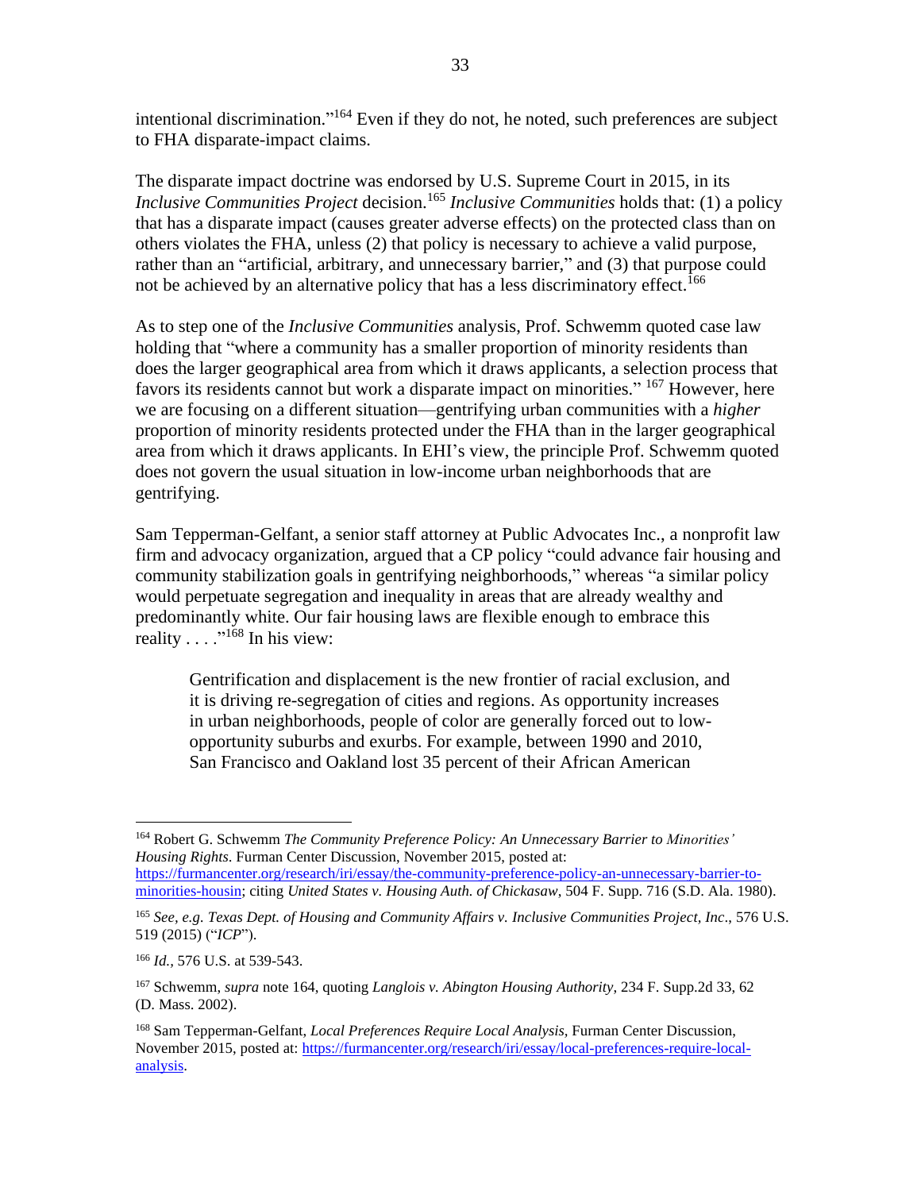intentional discrimination."[164] Even if they do not, he noted, such preferences are subject to FHA disparate-impact claims.

The disparate impact doctrine was endorsed by U.S. Supreme Court in 2015, in its *Inclusive Communities Project* decision.[165] *Inclusive Communities* holds that: (1) a policy that has a disparate impact (causes greater adverse effects) on the protected class than on others violates the FHA, unless (2) that policy is necessary to achieve a valid purpose, rather than an "artificial, arbitrary, and unnecessary barrier," and (3) that purpose could not be achieved by an alternative policy that has a less discriminatory effect.[166]

As to step one of the *Inclusive Communities* analysis, Prof. Schwemm quoted case law holding that "where a community has a smaller proportion of minority residents than does the larger geographical area from which it draws applicants, a selection process that favors its residents cannot but work a disparate impact on minorities." [167] However, here we are focusing on a different situation—gentrifying urban communities with a *higher* proportion of minority residents protected under the FHA than in the larger geographical area from which it draws applicants. In EHI's view, the principle Prof. Schwemm quoted does not govern the usual situation in low-income urban neighborhoods that are gentrifying.

Sam Tepperman-Gelfant, a senior staff attorney at Public Advocates Inc., a nonprofit law firm and advocacy organization, argued that a CP policy "could advance fair housing and community stabilization goals in gentrifying neighborhoods," whereas "a similar policy would perpetuate segregation and inequality in areas that are already wealthy and predominantly white. Our fair housing laws are flexible enough to embrace this reality . . . ."[168] In his view:

> Gentrification and displacement is the new frontier of racial exclusion, and it is driving re-segregation of cities and regions. As opportunity increases in urban neighborhoods, people of color are generally forced out to low-opportunity suburbs and exurbs. For example, between 1990 and 2010, San Francisco and Oakland lost 35 percent of their African American

---

[164] Robert G. Schwemm *The Community Preference Policy: An Unnecessary Barrier to Minorities' Housing Rights*. Furman Center Discussion, November 2015, posted at: https://furmancenter.org/research/iri/essay/the-community-preference-policy-an-unnecessary-barrier-to-minorities-housin; citing *United States v. Housing Auth. of Chickasaw*, 504 F. Supp. 716 (S.D. Ala. 1980).

[165] *See, e.g. Texas Dept. of Housing and Community Affairs v. Inclusive Communities Project, Inc*., 576 U.S. 519 (2015) ("*ICP*").

[166] *Id.,* 576 U.S. at 539-543.

[167] Schwemm, *supra* note 164, quoting *Langlois v. Abington Housing Authority*, 234 F. Supp.2d 33, 62 (D. Mass. 2002).

[168] Sam Tepperman-Gelfant, *Local Preferences Require Local Analysis*, Furman Center Discussion, November 2015, posted at: https://furmancenter.org/research/iri/essay/local-preferences-require-local-analysis.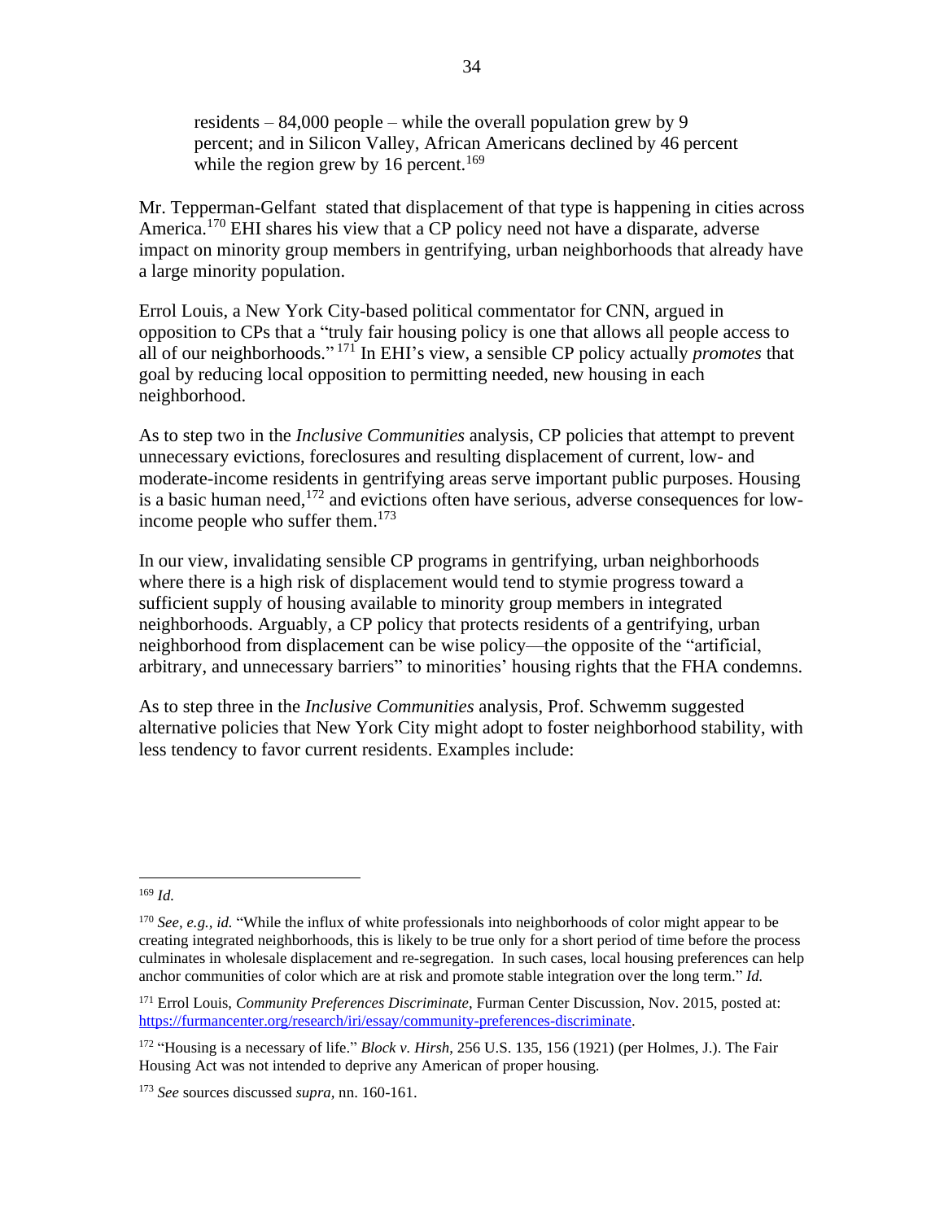> residents – 84,000 people – while the overall population grew by 9 percent; and in Silicon Valley, African Americans declined by 46 percent while the region grew by 16 percent.[169]

Mr. Tepperman-Gelfant stated that displacement of that type is happening in cities across America.[170] EHI shares his view that a CP policy need not have a disparate, adverse impact on minority group members in gentrifying, urban neighborhoods that already have a large minority population.

Errol Louis, a New York City-based political commentator for CNN, argued in opposition to CPs that a "truly fair housing policy is one that allows all people access to all of our neighborhoods."[171] In EHI's view, a sensible CP policy actually *promotes* that goal by reducing local opposition to permitting needed, new housing in each neighborhood.

As to step two in the *Inclusive Communities* analysis, CP policies that attempt to prevent unnecessary evictions, foreclosures and resulting displacement of current, low- and moderate-income residents in gentrifying areas serve important public purposes. Housing is a basic human need,[172] and evictions often have serious, adverse consequences for low-income people who suffer them.[173]

In our view, invalidating sensible CP programs in gentrifying, urban neighborhoods where there is a high risk of displacement would tend to stymie progress toward a sufficient supply of housing available to minority group members in integrated neighborhoods. Arguably, a CP policy that protects residents of a gentrifying, urban neighborhood from displacement can be wise policy—the opposite of the "artificial, arbitrary, and unnecessary barriers" to minorities' housing rights that the FHA condemns.

As to step three in the *Inclusive Communities* analysis, Prof. Schwemm suggested alternative policies that New York City might adopt to foster neighborhood stability, with less tendency to favor current residents. Examples include:

---

[169] *Id.*

[170] *See, e.g., id.* "While the influx of white professionals into neighborhoods of color might appear to be creating integrated neighborhoods, this is likely to be true only for a short period of time before the process culminates in wholesale displacement and re-segregation. In such cases, local housing preferences can help anchor communities of color which are at risk and promote stable integration over the long term." *Id.*

[171] Errol Louis, *Community Preferences Discriminate*, Furman Center Discussion, Nov. 2015, posted at: https://furmancenter.org/research/iri/essay/community-preferences-discriminate.

[172] "Housing is a necessary of life." *Block v. Hirsh*, 256 U.S. 135, 156 (1921) (per Holmes, J.). The Fair Housing Act was not intended to deprive any American of proper housing.

[173] *See* sources discussed *supra*, nn. 160-161.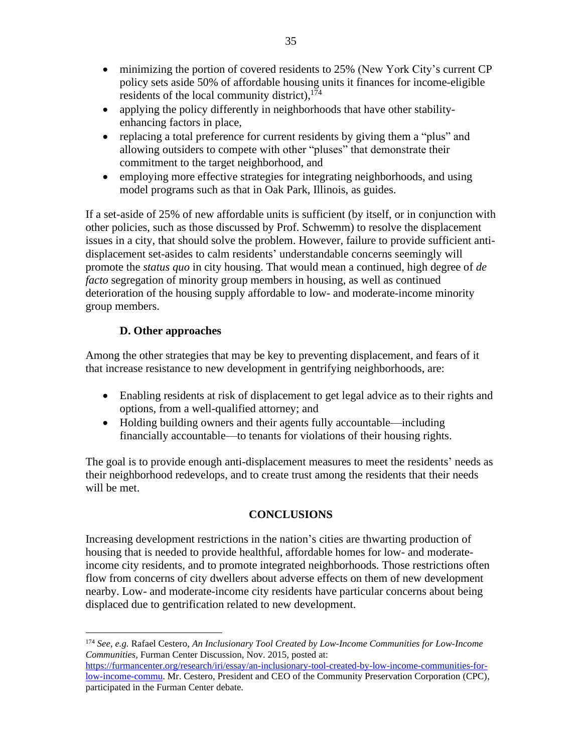- minimizing the portion of covered residents to 25% (New York City's current CP policy sets aside 50% of affordable housing units it finances for income-eligible residents of the local community district),[174]
- applying the policy differently in neighborhoods that have other stability-enhancing factors in place,
- replacing a total preference for current residents by giving them a "plus" and allowing outsiders to compete with other "pluses" that demonstrate their commitment to the target neighborhood, and
- employing more effective strategies for integrating neighborhoods, and using model programs such as that in Oak Park, Illinois, as guides.

If a set-aside of 25% of new affordable units is sufficient (by itself, or in conjunction with other policies, such as those discussed by Prof. Schwemm) to resolve the displacement issues in a city, that should solve the problem. However, failure to provide sufficient anti-displacement set-asides to calm residents' understandable concerns seemingly will promote the *status quo* in city housing. That would mean a continued, high degree of *de facto* segregation of minority group members in housing, as well as continued deterioration of the housing supply affordable to low- and moderate-income minority group members.

### D. Other approaches

Among the other strategies that may be key to preventing displacement, and fears of it that increase resistance to new development in gentrifying neighborhoods, are:

- Enabling residents at risk of displacement to get legal advice as to their rights and options, from a well-qualified attorney; and
- Holding building owners and their agents fully accountable—including financially accountable—to tenants for violations of their housing rights.

The goal is to provide enough anti-displacement measures to meet the residents' needs as their neighborhood redevelops, and to create trust among the residents that their needs will be met.

## CONCLUSIONS

Increasing development restrictions in the nation's cities are thwarting production of housing that is needed to provide healthful, affordable homes for low- and moderate-income city residents, and to promote integrated neighborhoods. Those restrictions often flow from concerns of city dwellers about adverse effects on them of new development nearby. Low- and moderate-income city residents have particular concerns about being displaced due to gentrification related to new development.

---

[174] *See, e.g.* Rafael Cestero, *An Inclusionary Tool Created by Low-Income Communities for Low-Income Communities,* Furman Center Discussion, Nov. 2015, posted at: https://furmancenter.org/research/iri/essay/an-inclusionary-tool-created-by-low-income-communities-for-low-income-commu. Mr. Cestero, President and CEO of the Community Preservation Corporation (CPC), participated in the Furman Center debate.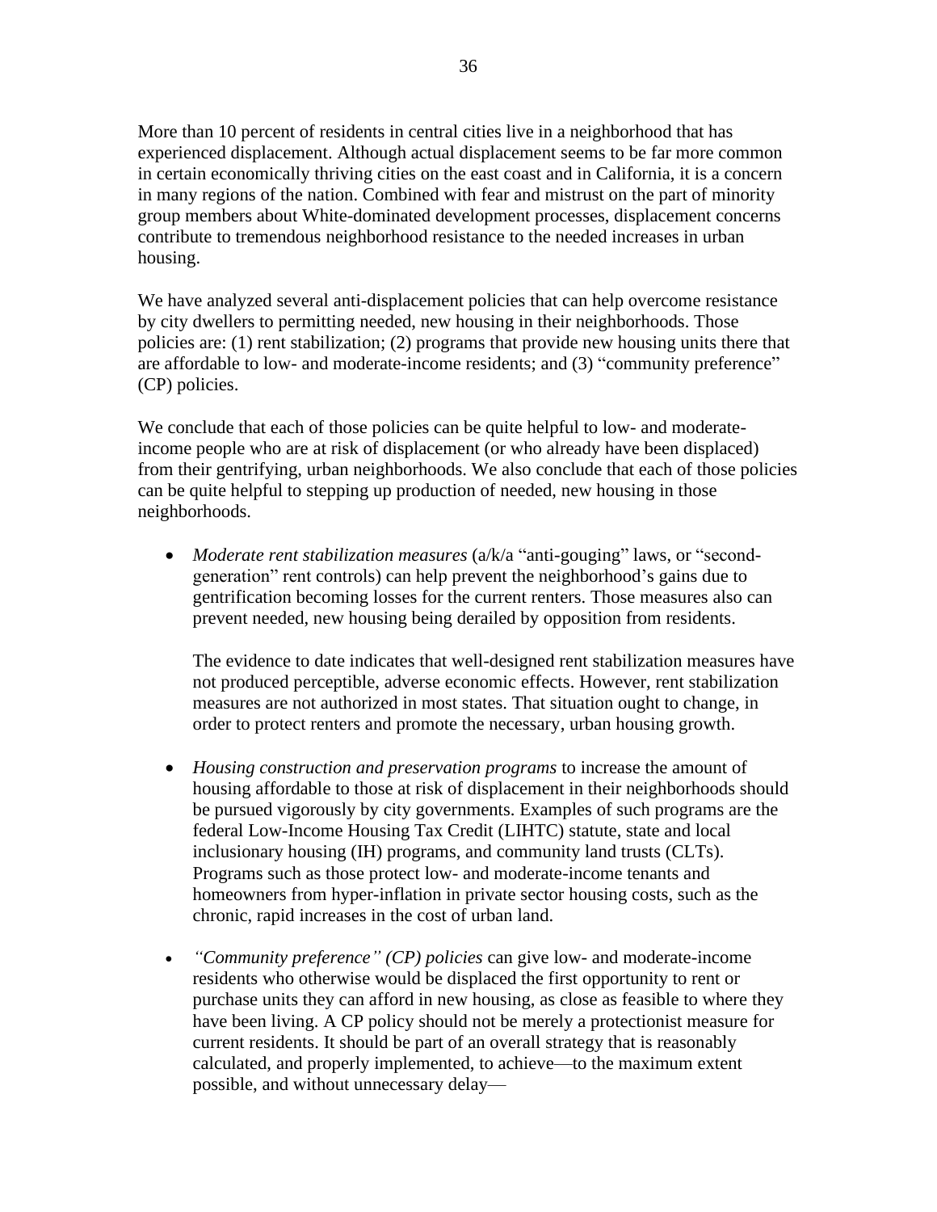More than 10 percent of residents in central cities live in a neighborhood that has experienced displacement. Although actual displacement seems to be far more common in certain economically thriving cities on the east coast and in California, it is a concern in many regions of the nation. Combined with fear and mistrust on the part of minority group members about White-dominated development processes, displacement concerns contribute to tremendous neighborhood resistance to the needed increases in urban housing.

We have analyzed several anti-displacement policies that can help overcome resistance by city dwellers to permitting needed, new housing in their neighborhoods. Those policies are: (1) rent stabilization; (2) programs that provide new housing units there that are affordable to low- and moderate-income residents; and (3) "community preference" (CP) policies.

We conclude that each of those policies can be quite helpful to low- and moderate-income people who are at risk of displacement (or who already have been displaced) from their gentrifying, urban neighborhoods. We also conclude that each of those policies can be quite helpful to stepping up production of needed, new housing in those neighborhoods.

- *Moderate rent stabilization measures* (a/k/a "anti-gouging" laws, or "second-generation" rent controls) can help prevent the neighborhood's gains due to gentrification becoming losses for the current renters. Those measures also can prevent needed, new housing being derailed by opposition from residents.

  The evidence to date indicates that well-designed rent stabilization measures have not produced perceptible, adverse economic effects. However, rent stabilization measures are not authorized in most states. That situation ought to change, in order to protect renters and promote the necessary, urban housing growth.

- *Housing construction and preservation programs* to increase the amount of housing affordable to those at risk of displacement in their neighborhoods should be pursued vigorously by city governments. Examples of such programs are the federal Low-Income Housing Tax Credit (LIHTC) statute, state and local inclusionary housing (IH) programs, and community land trusts (CLTs). Programs such as those protect low- and moderate-income tenants and homeowners from hyper-inflation in private sector housing costs, such as the chronic, rapid increases in the cost of urban land.

- *"Community preference" (CP) policies* can give low- and moderate-income residents who otherwise would be displaced the first opportunity to rent or purchase units they can afford in new housing, as close as feasible to where they have been living. A CP policy should not be merely a protectionist measure for current residents. It should be part of an overall strategy that is reasonably calculated, and properly implemented, to achieve—to the maximum extent possible, and without unnecessary delay—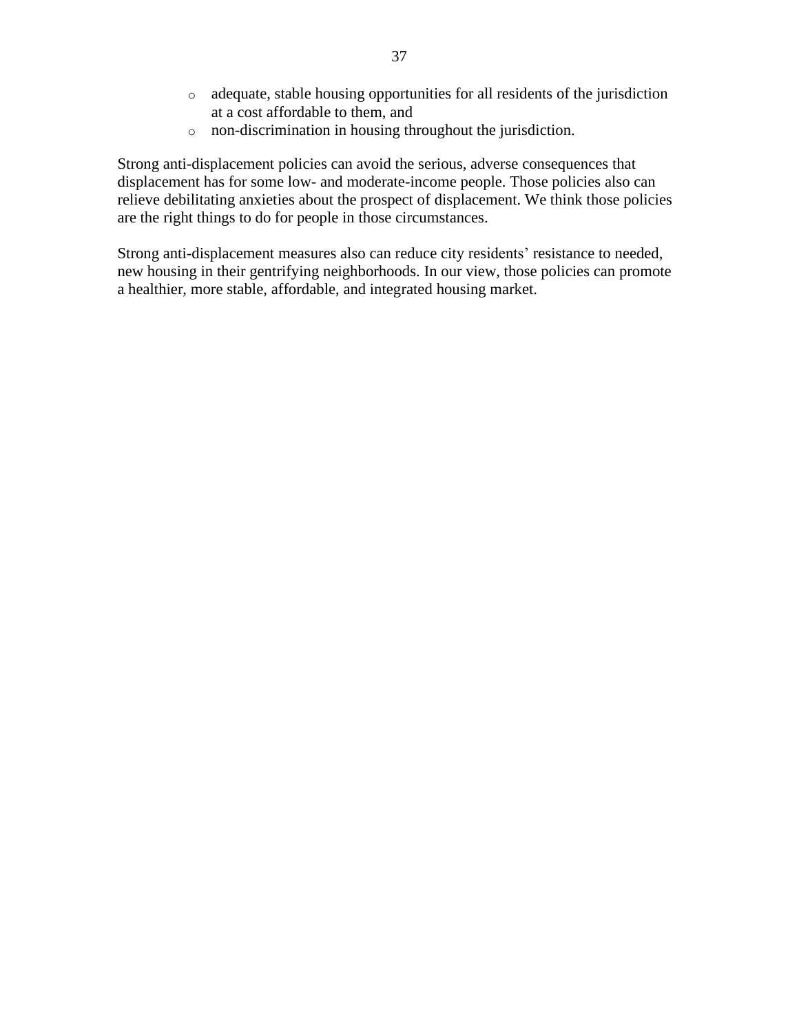- adequate, stable housing opportunities for all residents of the jurisdiction at a cost affordable to them, and
- non-discrimination in housing throughout the jurisdiction.

Strong anti-displacement policies can avoid the serious, adverse consequences that displacement has for some low- and moderate-income people. Those policies also can relieve debilitating anxieties about the prospect of displacement. We think those policies are the right things to do for people in those circumstances.

Strong anti-displacement measures also can reduce city residents' resistance to needed, new housing in their gentrifying neighborhoods. In our view, those policies can promote a healthier, more stable, affordable, and integrated housing market.